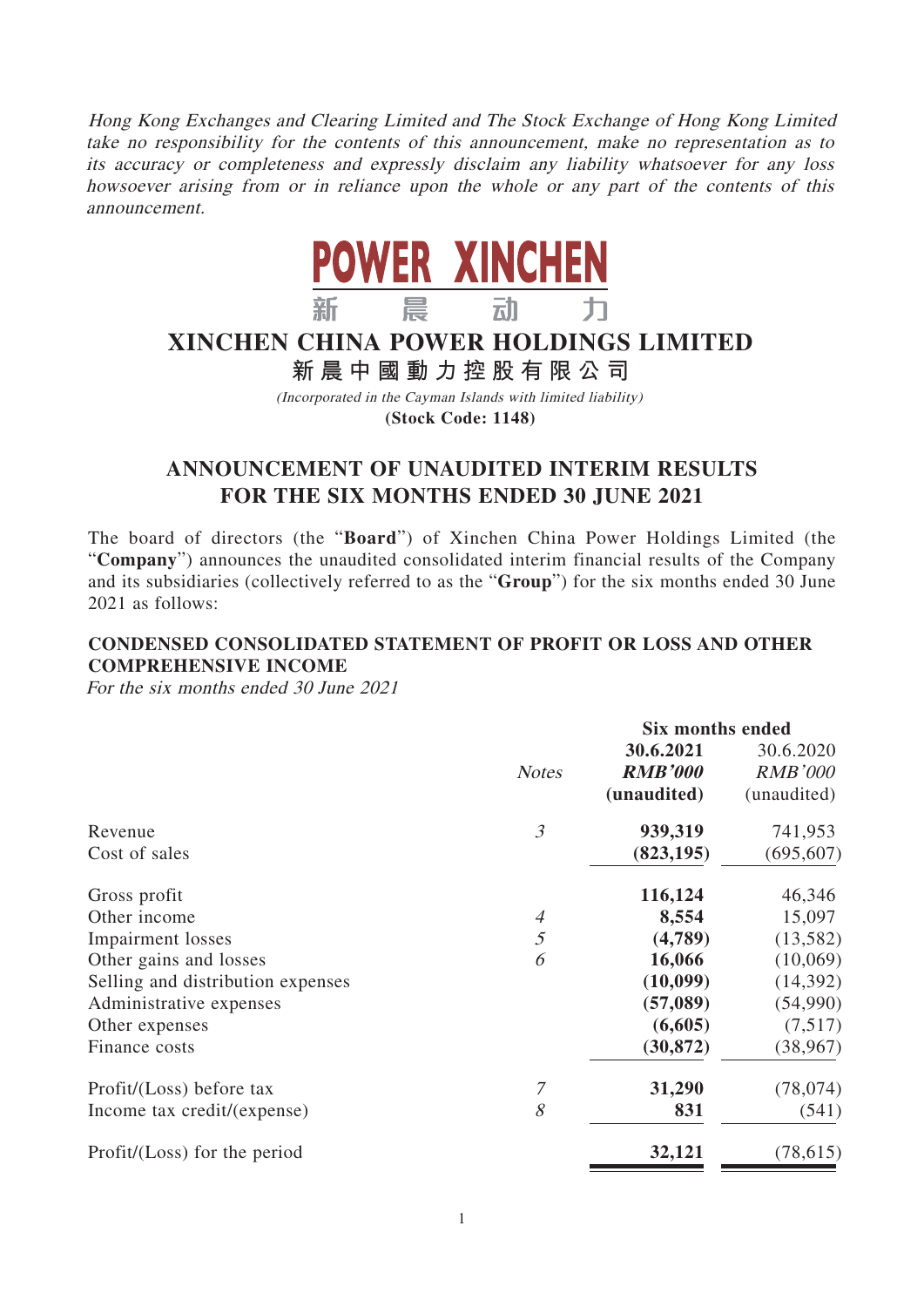*Hong Kong Exchanges and Clearing Limited and The Stock Exchange of Hong Kong Limited take no responsibility for the contents of this announcement, make no representation as to its accuracy or completeness and expressly disclaim any liability whatsoever for any loss howsoever arising from or in reliance upon the whole or any part of the contents of this announcement.*

**POWER XINCHEN**

新 晨 动 力

# XINCHEN CHINA POWER HOLDINGS LIMITED

**新晨中國動力控股有限公司**

*(Incorporated in the Cayman Islands with limited liability)*

**(Stock Code: 1148)**

## ANNOUNCEMENT OF UNAUDITED INTERIM RESULTS FOR THE SIX MONTHS ENDED 30 JUNE 2021

The board of directors (the "**Board**") of Xinchen China Power Holdings Limited (the "**Company**") announces the unaudited consolidated interim financial results of the Company and its subsidiaries (collectively referred to as the "**Group**") for the six months ended 30 June 2021 as follows:

### CONDENSED CONSOLIDATED STATEMENT OF PROFIT OR LOSS AND OTHER COMPREHENSIVE INCOME

*For the six months ended 30 June 2021*

| | | Six months ended | |
|---|---|---|---|
| | *Notes* | **30.6.2021** ***RMB'000*** **(unaudited)** | 30.6.2020 *RMB'000* (unaudited) |
| Revenue | *3* | **939,319** | 741,953 |
| Cost of sales | | **(823,195)** | (695,607) |
| Gross profit | | **116,124** | 46,346 |
| Other income | *4* | **8,554** | 15,097 |
| Impairment losses | *5* | **(4,789)** | (13,582) |
| Other gains and losses | *6* | **16,066** | (10,069) |
| Selling and distribution expenses | | **(10,099)** | (14,392) |
| Administrative expenses | | **(57,089)** | (54,990) |
| Other expenses | | **(6,605)** | (7,517) |
| Finance costs | | **(30,872)** | (38,967) |
| Profit/(Loss) before tax | *7* | **31,290** | (78,074) |
| Income tax credit/(expense) | *8* | **831** | (541) |
| Profit/(Loss) for the period | | **32,121** | (78,615) |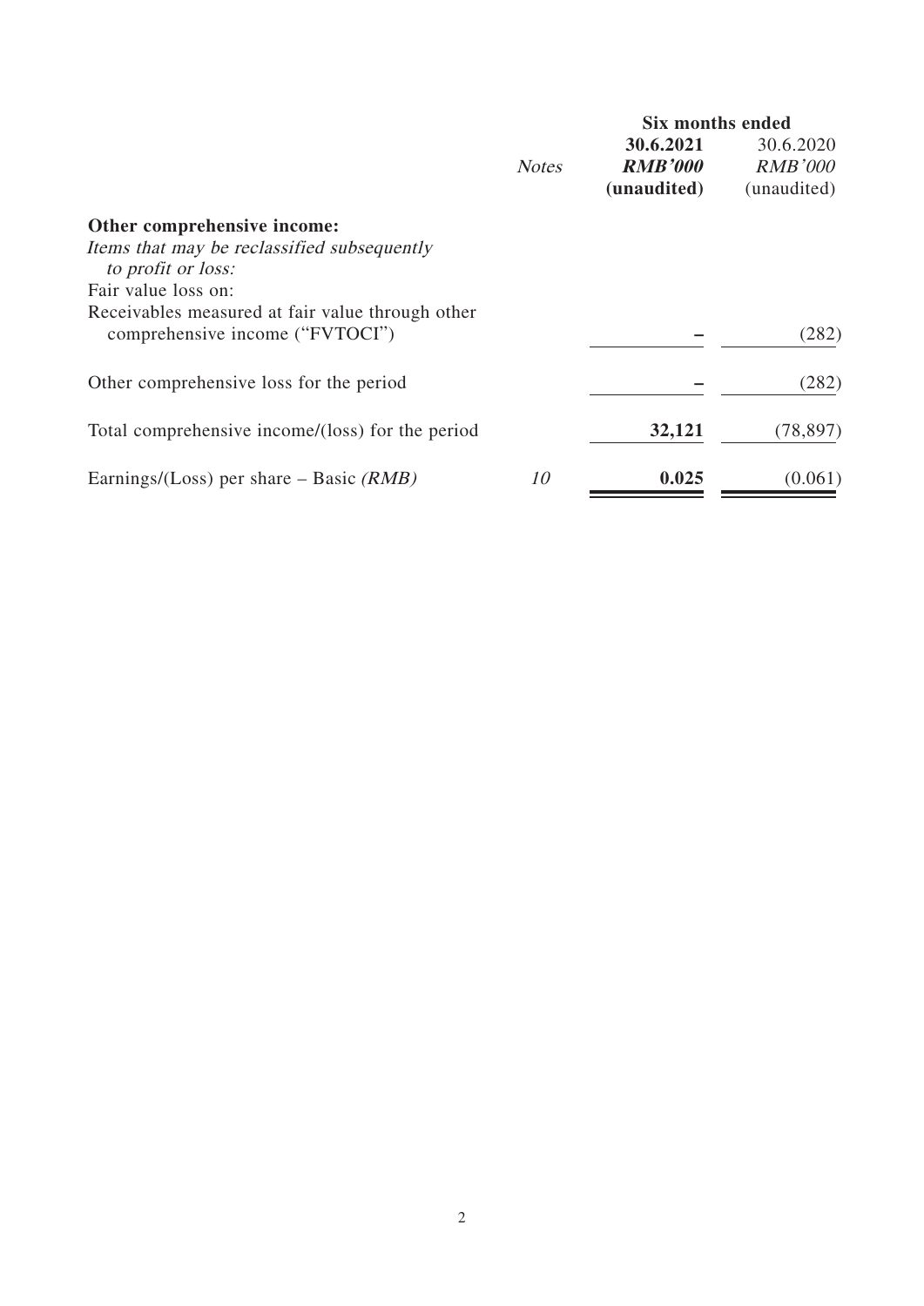| | Notes | Six months ended 30.6.2021 RMB'000 (unaudited) | Six months ended 30.6.2020 RMB'000 (unaudited) |
|---|---|---|---|
| **Other comprehensive income:** | | | |
| *Items that may be reclassified subsequently to profit or loss:* | | | |
| Fair value loss on: | | | |
| Receivables measured at fair value through other comprehensive income ("FVTOCI") | | **–** | (282) |
| Other comprehensive loss for the period | | **–** | (282) |
| Total comprehensive income/(loss) for the period | | **32,121** | (78,897) |
| Earnings/(Loss) per share – Basic *(RMB)* | *10* | **0.025** | (0.061) |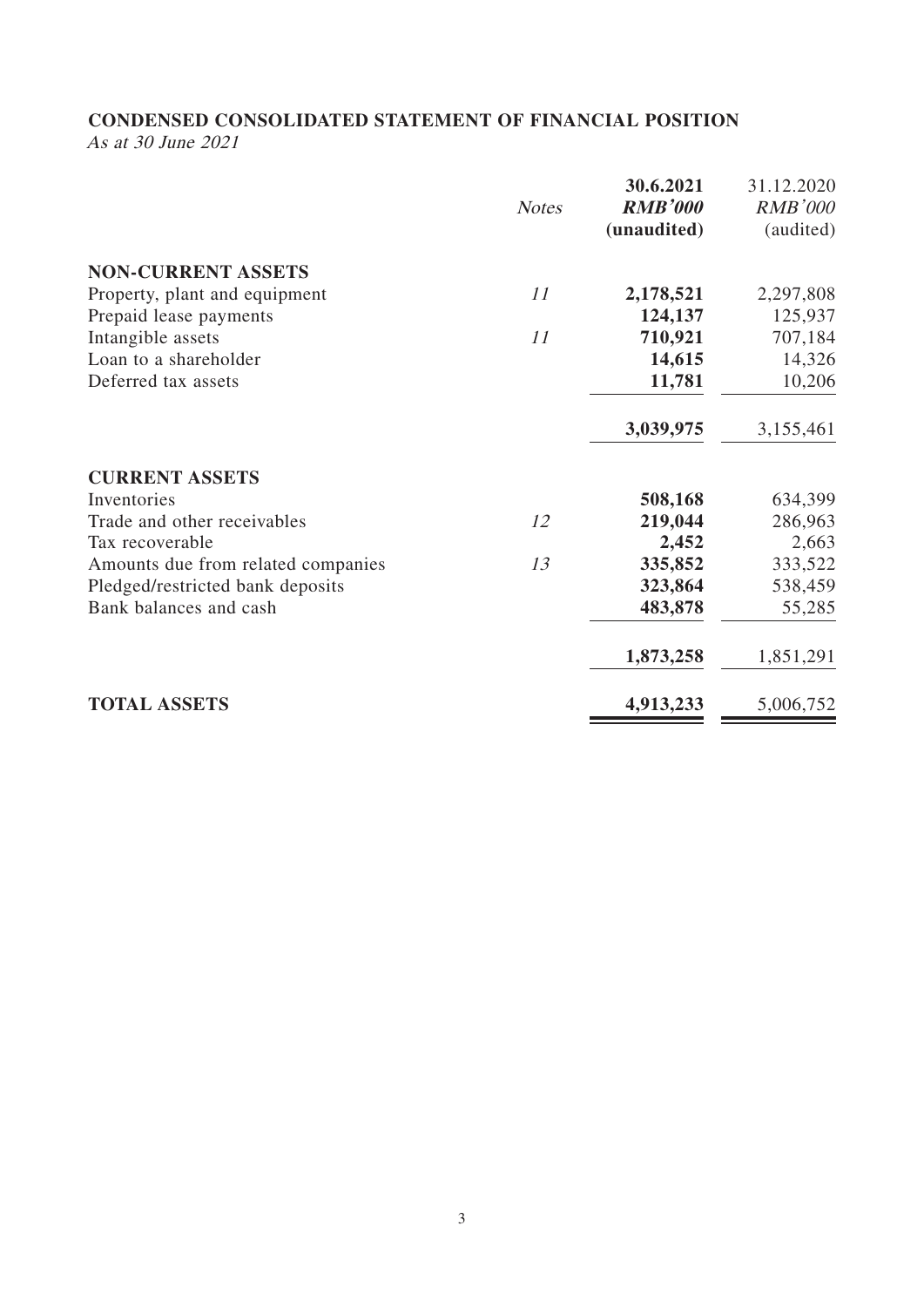## CONDENSED CONSOLIDATED STATEMENT OF FINANCIAL POSITION

*As at 30 June 2021*

| | *Notes* | **30.6.2021** | 31.12.2020 |
|---|---|---|---|
| | | ***RMB'000*** | *RMB'000* |
| | | **(unaudited)** | (audited) |
| **NON-CURRENT ASSETS** | | | |
| Property, plant and equipment | *11* | **2,178,521** | 2,297,808 |
| Prepaid lease payments | | **124,137** | 125,937 |
| Intangible assets | *11* | **710,921** | 707,184 |
| Loan to a shareholder | | **14,615** | 14,326 |
| Deferred tax assets | | **11,781** | 10,206 |
| | | **3,039,975** | 3,155,461 |
| **CURRENT ASSETS** | | | |
| Inventories | | **508,168** | 634,399 |
| Trade and other receivables | *12* | **219,044** | 286,963 |
| Tax recoverable | | **2,452** | 2,663 |
| Amounts due from related companies | *13* | **335,852** | 333,522 |
| Pledged/restricted bank deposits | | **323,864** | 538,459 |
| Bank balances and cash | | **483,878** | 55,285 |
| | | **1,873,258** | 1,851,291 |
| **TOTAL ASSETS** | | **4,913,233** | 5,006,752 |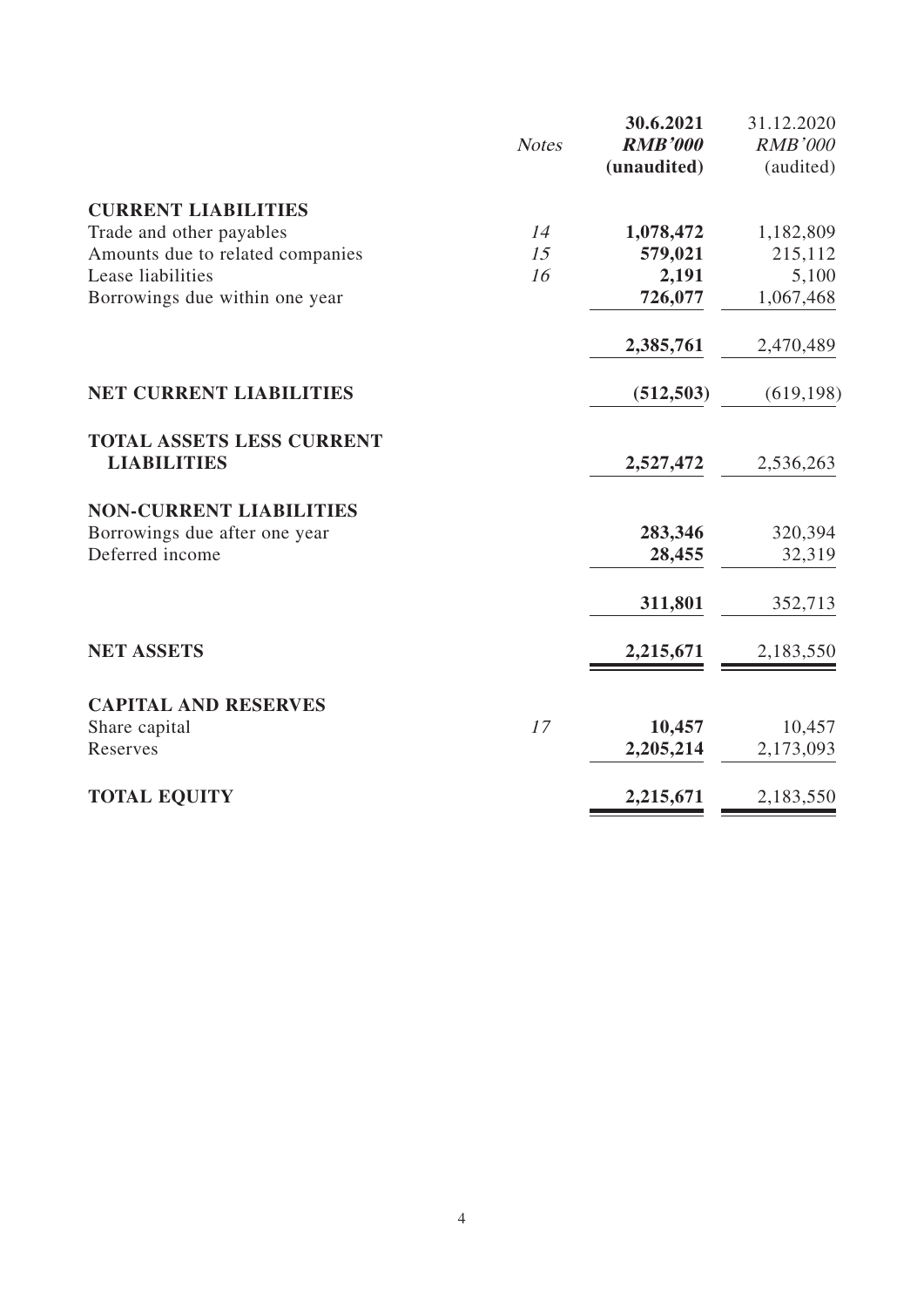| | Notes | 30.6.2021 RMB'000 (unaudited) | 31.12.2020 RMB'000 (audited) |
|---|---|---|---|
| **CURRENT LIABILITIES** | | | |
| Trade and other payables | 14 | **1,078,472** | 1,182,809 |
| Amounts due to related companies | 15 | **579,021** | 215,112 |
| Lease liabilities | 16 | **2,191** | 5,100 |
| Borrowings due within one year | | **726,077** | 1,067,468 |
| | | **2,385,761** | 2,470,489 |
| **NET CURRENT LIABILITIES** | | **(512,503)** | (619,198) |
| **TOTAL ASSETS LESS CURRENT LIABILITIES** | | **2,527,472** | 2,536,263 |
| **NON-CURRENT LIABILITIES** | | | |
| Borrowings due after one year | | **283,346** | 320,394 |
| Deferred income | | **28,455** | 32,319 |
| | | **311,801** | 352,713 |
| **NET ASSETS** | | **2,215,671** | 2,183,550 |
| **CAPITAL AND RESERVES** | | | |
| Share capital | 17 | **10,457** | 10,457 |
| Reserves | | **2,205,214** | 2,173,093 |
| **TOTAL EQUITY** | | **2,215,671** | 2,183,550 |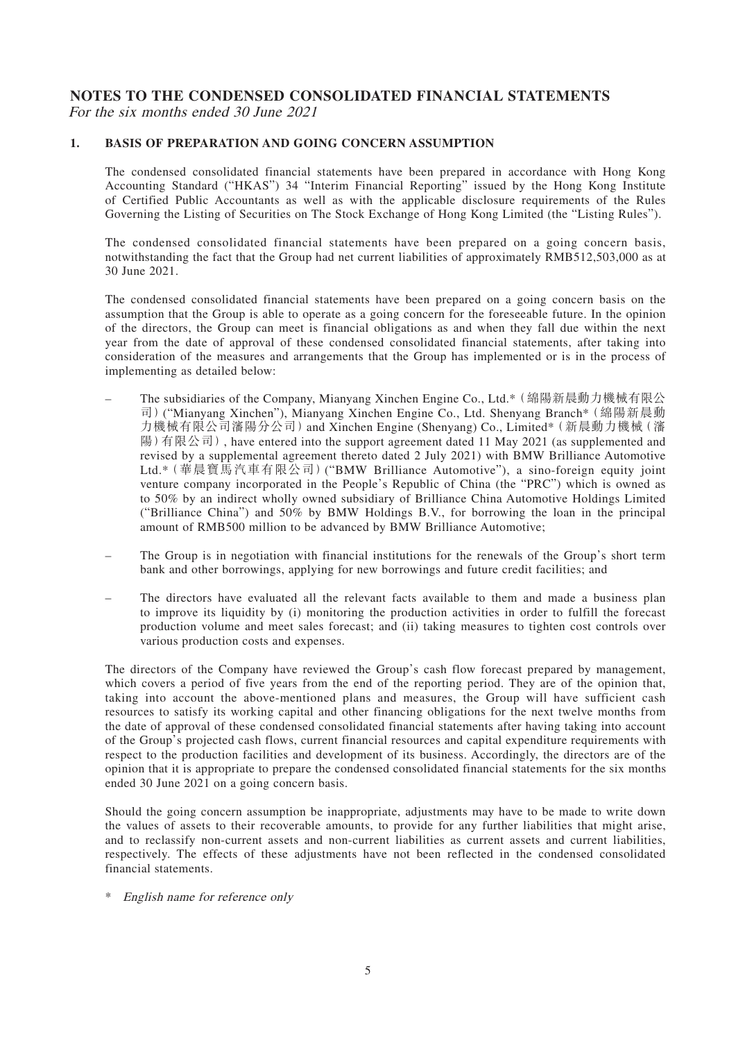# NOTES TO THE CONDENSED CONSOLIDATED FINANCIAL STATEMENTS

*For the six months ended 30 June 2021*

## 1. BASIS OF PREPARATION AND GOING CONCERN ASSUMPTION

The condensed consolidated financial statements have been prepared in accordance with Hong Kong Accounting Standard ("HKAS") 34 "Interim Financial Reporting" issued by the Hong Kong Institute of Certified Public Accountants as well as with the applicable disclosure requirements of the Rules Governing the Listing of Securities on The Stock Exchange of Hong Kong Limited (the "Listing Rules").

The condensed consolidated financial statements have been prepared on a going concern basis, notwithstanding the fact that the Group had net current liabilities of approximately RMB512,503,000 as at 30 June 2021.

The condensed consolidated financial statements have been prepared on a going concern basis on the assumption that the Group is able to operate as a going concern for the foreseeable future. In the opinion of the directors, the Group can meet is financial obligations as and when they fall due within the next year from the date of approval of these condensed consolidated financial statements, after taking into consideration of the measures and arrangements that the Group has implemented or is in the process of implementing as detailed below:

- The subsidiaries of the Company, Mianyang Xinchen Engine Co., Ltd.*（綿陽新晨動力機械有限公司）("Mianyang Xinchen"), Mianyang Xinchen Engine Co., Ltd. Shenyang Branch*（綿陽新晨動力機械有限公司瀋陽分公司）and Xinchen Engine (Shenyang) Co., Limited*（新晨動力機械（瀋陽）有限公司）, have entered into the support agreement dated 11 May 2021 (as supplemented and revised by a supplemental agreement thereto dated 2 July 2021) with BMW Brilliance Automotive Ltd.*（華晨寶馬汽車有限公司）("BMW Brilliance Automotive"), a sino-foreign equity joint venture company incorporated in the People's Republic of China (the "PRC") which is owned as to 50% by an indirect wholly owned subsidiary of Brilliance China Automotive Holdings Limited ("Brilliance China") and 50% by BMW Holdings B.V., for borrowing the loan in the principal amount of RMB500 million to be advanced by BMW Brilliance Automotive;
- The Group is in negotiation with financial institutions for the renewals of the Group's short term bank and other borrowings, applying for new borrowings and future credit facilities; and
- The directors have evaluated all the relevant facts available to them and made a business plan to improve its liquidity by (i) monitoring the production activities in order to fulfill the forecast production volume and meet sales forecast; and (ii) taking measures to tighten cost controls over various production costs and expenses.

The directors of the Company have reviewed the Group's cash flow forecast prepared by management, which covers a period of five years from the end of the reporting period. They are of the opinion that, taking into account the above-mentioned plans and measures, the Group will have sufficient cash resources to satisfy its working capital and other financing obligations for the next twelve months from the date of approval of these condensed consolidated financial statements after having taking into account of the Group's projected cash flows, current financial resources and capital expenditure requirements with respect to the production facilities and development of its business. Accordingly, the directors are of the opinion that it is appropriate to prepare the condensed consolidated financial statements for the six months ended 30 June 2021 on a going concern basis.

Should the going concern assumption be inappropriate, adjustments may have to be made to write down the values of assets to their recoverable amounts, to provide for any further liabilities that might arise, and to reclassify non-current assets and non-current liabilities as current assets and current liabilities, respectively. The effects of these adjustments have not been reflected in the condensed consolidated financial statements.

\* *English name for reference only*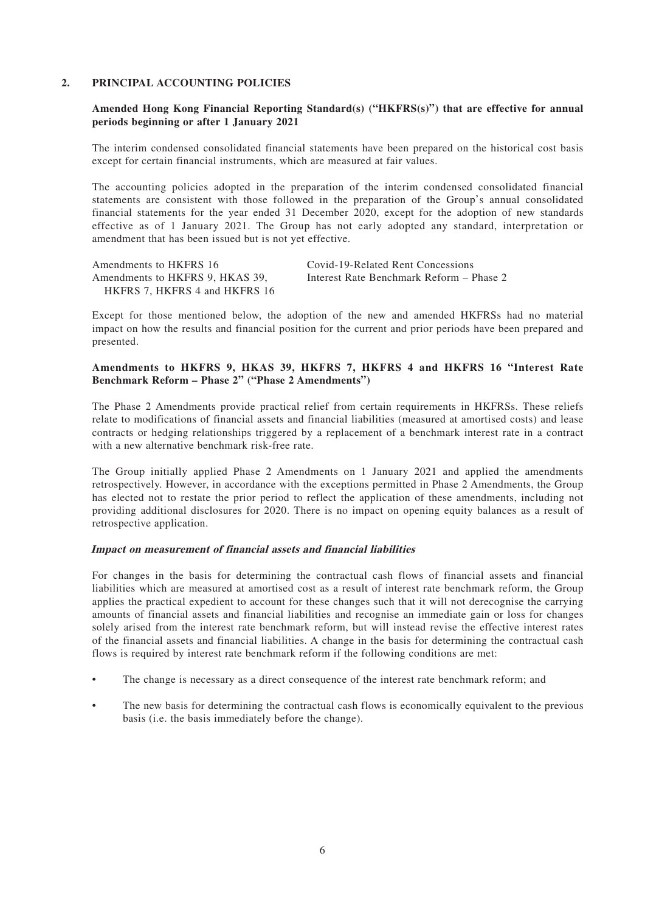## 2. PRINCIPAL ACCOUNTING POLICIES

### Amended Hong Kong Financial Reporting Standard(s) ("HKFRS(s)") that are effective for annual periods beginning or after 1 January 2021

The interim condensed consolidated financial statements have been prepared on the historical cost basis except for certain financial instruments, which are measured at fair values.

The accounting policies adopted in the preparation of the interim condensed consolidated financial statements are consistent with those followed in the preparation of the Group's annual consolidated financial statements for the year ended 31 December 2020, except for the adoption of new standards effective as of 1 January 2021. The Group has not early adopted any standard, interpretation or amendment that has been issued but is not yet effective.

| | |
|---|---|
| Amendments to HKFRS 16 | Covid-19-Related Rent Concessions |
| Amendments to HKFRS 9, HKAS 39, HKFRS 7, HKFRS 4 and HKFRS 16 | Interest Rate Benchmark Reform – Phase 2 |

Except for those mentioned below, the adoption of the new and amended HKFRSs had no material impact on how the results and financial position for the current and prior periods have been prepared and presented.

### Amendments to HKFRS 9, HKAS 39, HKFRS 7, HKFRS 4 and HKFRS 16 "Interest Rate Benchmark Reform – Phase 2" ("Phase 2 Amendments")

The Phase 2 Amendments provide practical relief from certain requirements in HKFRSs. These reliefs relate to modifications of financial assets and financial liabilities (measured at amortised costs) and lease contracts or hedging relationships triggered by a replacement of a benchmark interest rate in a contract with a new alternative benchmark risk-free rate.

The Group initially applied Phase 2 Amendments on 1 January 2021 and applied the amendments retrospectively. However, in accordance with the exceptions permitted in Phase 2 Amendments, the Group has elected not to restate the prior period to reflect the application of these amendments, including not providing additional disclosures for 2020. There is no impact on opening equity balances as a result of retrospective application.

#### *Impact on measurement of financial assets and financial liabilities*

For changes in the basis for determining the contractual cash flows of financial assets and financial liabilities which are measured at amortised cost as a result of interest rate benchmark reform, the Group applies the practical expedient to account for these changes such that it will not derecognise the carrying amounts of financial assets and financial liabilities and recognise an immediate gain or loss for changes solely arised from the interest rate benchmark reform, but will instead revise the effective interest rates of the financial assets and financial liabilities. A change in the basis for determining the contractual cash flows is required by interest rate benchmark reform if the following conditions are met:

- The change is necessary as a direct consequence of the interest rate benchmark reform; and
- The new basis for determining the contractual cash flows is economically equivalent to the previous basis (i.e. the basis immediately before the change).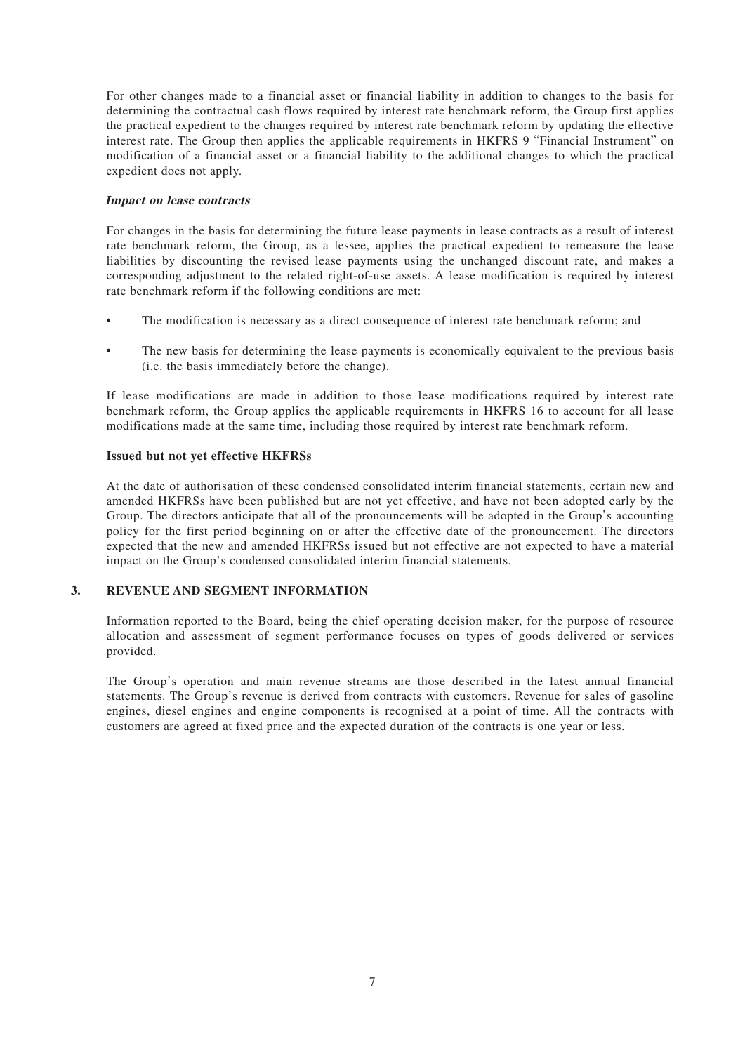For other changes made to a financial asset or financial liability in addition to changes to the basis for determining the contractual cash flows required by interest rate benchmark reform, the Group first applies the practical expedient to the changes required by interest rate benchmark reform by updating the effective interest rate. The Group then applies the applicable requirements in HKFRS 9 "Financial Instrument" on modification of a financial asset or a financial liability to the additional changes to which the practical expedient does not apply.

***Impact on lease contracts***

For changes in the basis for determining the future lease payments in lease contracts as a result of interest rate benchmark reform, the Group, as a lessee, applies the practical expedient to remeasure the lease liabilities by discounting the revised lease payments using the unchanged discount rate, and makes a corresponding adjustment to the related right-of-use assets. A lease modification is required by interest rate benchmark reform if the following conditions are met:

- The modification is necessary as a direct consequence of interest rate benchmark reform; and
- The new basis for determining the lease payments is economically equivalent to the previous basis (i.e. the basis immediately before the change).

If lease modifications are made in addition to those lease modifications required by interest rate benchmark reform, the Group applies the applicable requirements in HKFRS 16 to account for all lease modifications made at the same time, including those required by interest rate benchmark reform.

**Issued but not yet effective HKFRSs**

At the date of authorisation of these condensed consolidated interim financial statements, certain new and amended HKFRSs have been published but are not yet effective, and have not been adopted early by the Group. The directors anticipate that all of the pronouncements will be adopted in the Group's accounting policy for the first period beginning on or after the effective date of the pronouncement. The directors expected that the new and amended HKFRSs issued but not effective are not expected to have a material impact on the Group's condensed consolidated interim financial statements.

## 3. REVENUE AND SEGMENT INFORMATION

Information reported to the Board, being the chief operating decision maker, for the purpose of resource allocation and assessment of segment performance focuses on types of goods delivered or services provided.

The Group's operation and main revenue streams are those described in the latest annual financial statements. The Group's revenue is derived from contracts with customers. Revenue for sales of gasoline engines, diesel engines and engine components is recognised at a point of time. All the contracts with customers are agreed at fixed price and the expected duration of the contracts is one year or less.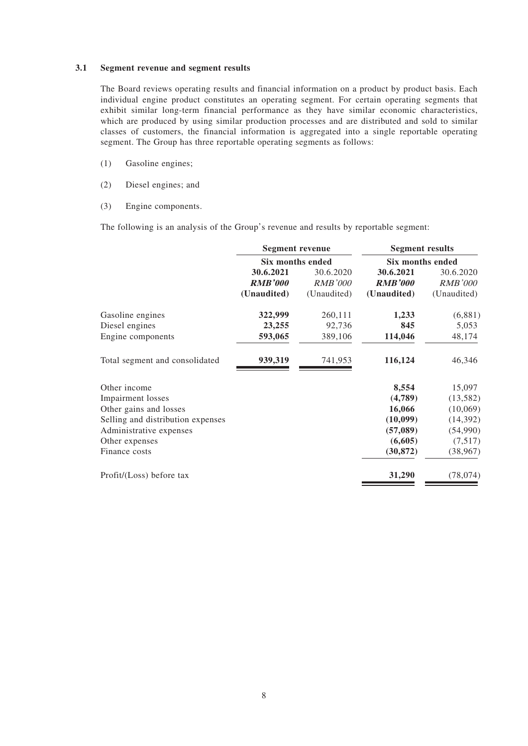### 3.1 Segment revenue and segment results

The Board reviews operating results and financial information on a product by product basis. Each individual engine product constitutes an operating segment. For certain operating segments that exhibit similar long-term financial performance as they have similar economic characteristics, which are produced by using similar production processes and are distributed and sold to similar classes of customers, the financial information is aggregated into a single reportable operating segment. The Group has three reportable operating segments as follows:

(1) Gasoline engines;

(2) Diesel engines; and

(3) Engine components.

The following is an analysis of the Group's revenue and results by reportable segment:

| | Segment revenue | | Segment results | |
|---|---|---|---|---|
| | Six months ended | | Six months ended | |
| | **30.6.2021** | 30.6.2020 | **30.6.2021** | 30.6.2020 |
| | ***RMB'000*** | *RMB'000* | ***RMB'000*** | *RMB'000* |
| | **(Unaudited)** | (Unaudited) | **(Unaudited)** | (Unaudited) |
| Gasoline engines | **322,999** | 260,111 | **1,233** | (6,881) |
| Diesel engines | **23,255** | 92,736 | **845** | 5,053 |
| Engine components | **593,065** | 389,106 | **114,046** | 48,174 |
| Total segment and consolidated | **939,319** | 741,953 | **116,124** | 46,346 |
| Other income | | | **8,554** | 15,097 |
| Impairment losses | | | **(4,789)** | (13,582) |
| Other gains and losses | | | **16,066** | (10,069) |
| Selling and distribution expenses | | | **(10,099)** | (14,392) |
| Administrative expenses | | | **(57,089)** | (54,990) |
| Other expenses | | | **(6,605)** | (7,517) |
| Finance costs | | | **(30,872)** | (38,967) |
| Profit/(Loss) before tax | | | **31,290** | (78,074) |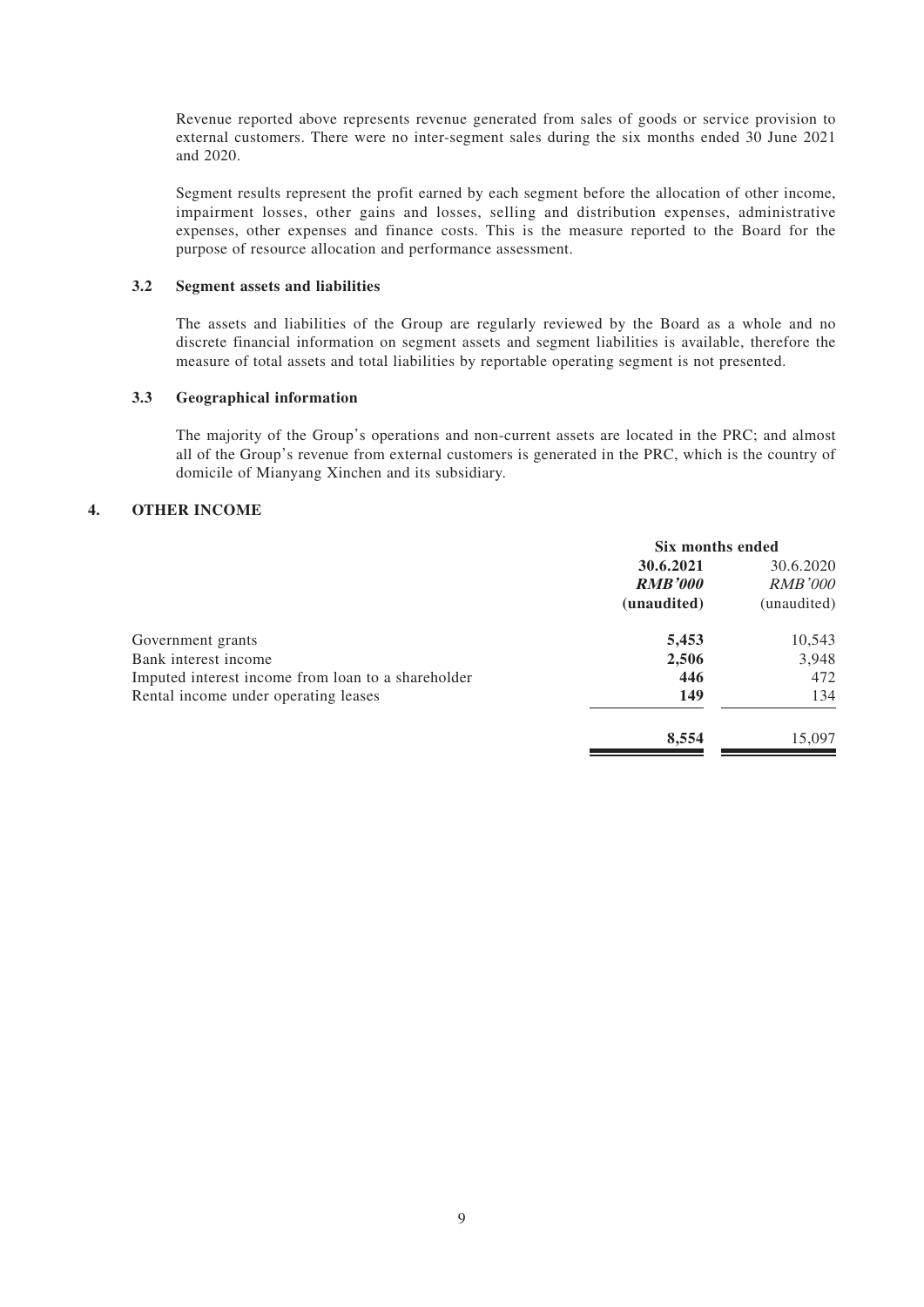Revenue reported above represents revenue generated from sales of goods or service provision to external customers. There were no inter-segment sales during the six months ended 30 June 2021 and 2020.

Segment results represent the profit earned by each segment before the allocation of other income, impairment losses, other gains and losses, selling and distribution expenses, administrative expenses, other expenses and finance costs. This is the measure reported to the Board for the purpose of resource allocation and performance assessment.

### 3.2 Segment assets and liabilities

The assets and liabilities of the Group are regularly reviewed by the Board as a whole and no discrete financial information on segment assets and segment liabilities is available, therefore the measure of total assets and total liabilities by reportable operating segment is not presented.

### 3.3 Geographical information

The majority of the Group's operations and non-current assets are located in the PRC; and almost all of the Group's revenue from external customers is generated in the PRC, which is the country of domicile of Mianyang Xinchen and its subsidiary.

## 4. OTHER INCOME

| | Six months ended | |
|---|---|---|
| | **30.6.2021** | 30.6.2020 |
| | ***RMB'000*** | *RMB'000* |
| | **(unaudited)** | (unaudited) |
| Government grants | **5,453** | 10,543 |
| Bank interest income | **2,506** | 3,948 |
| Imputed interest income from loan to a shareholder | **446** | 472 |
| Rental income under operating leases | **149** | 134 |
| | **8,554** | 15,097 |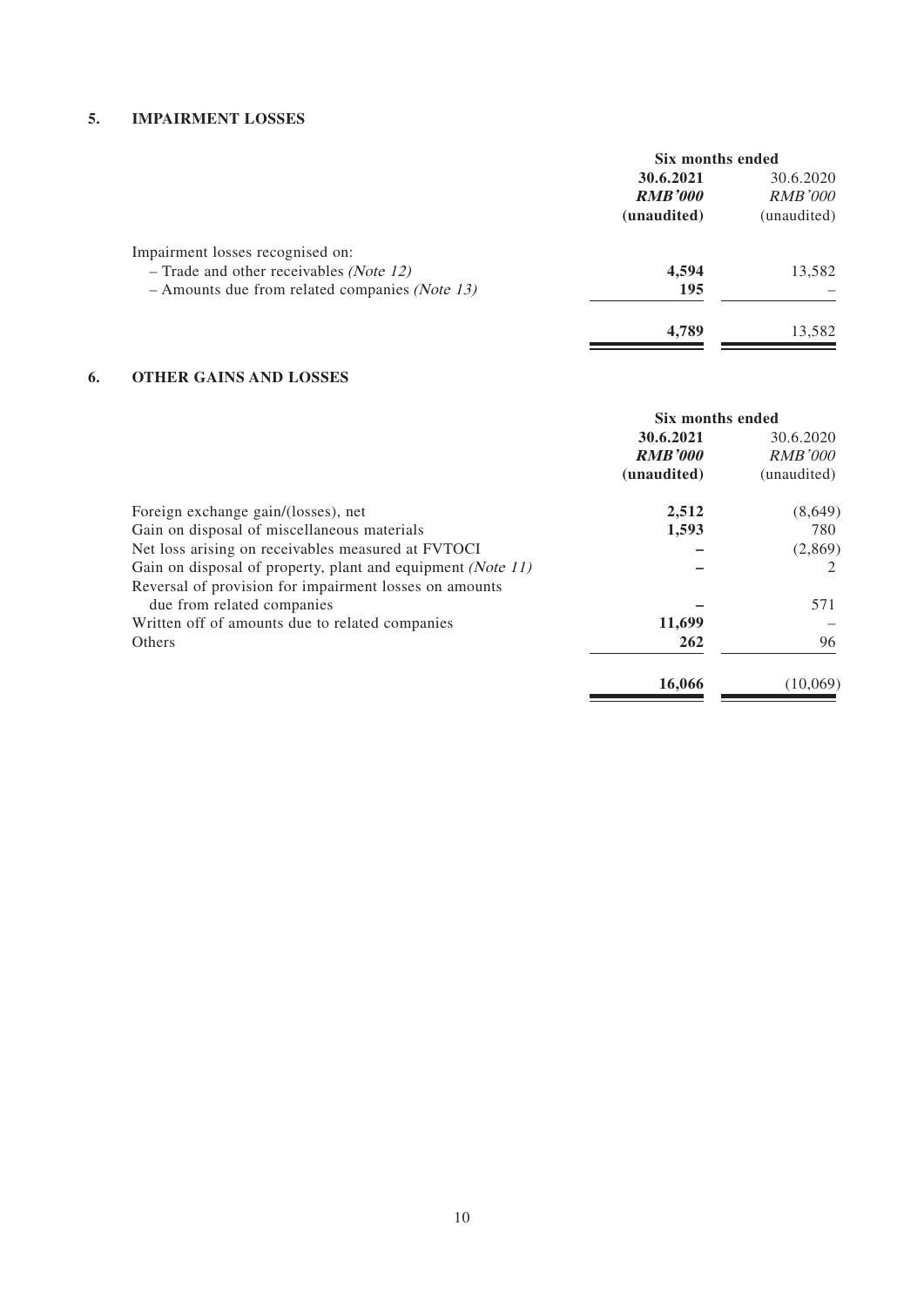## 5. IMPAIRMENT LOSSES

| | Six months ended | |
|---|---|---|
| | **30.6.2021** | 30.6.2020 |
| | ***RMB'000*** | *RMB'000* |
| | **(unaudited)** | (unaudited) |
| Impairment losses recognised on: | | |
| – Trade and other receivables *(Note 12)* | **4,594** | 13,582 |
| – Amounts due from related companies *(Note 13)* | **195** | – |
| | **4,789** | 13,582 |

## 6. OTHER GAINS AND LOSSES

| | Six months ended | |
|---|---|---|
| | **30.6.2021** | 30.6.2020 |
| | ***RMB'000*** | *RMB'000* |
| | **(unaudited)** | (unaudited) |
| Foreign exchange gain/(losses), net | **2,512** | (8,649) |
| Gain on disposal of miscellaneous materials | **1,593** | 780 |
| Net loss arising on receivables measured at FVTOCI | **–** | (2,869) |
| Gain on disposal of property, plant and equipment *(Note 11)* | **–** | 2 |
| Reversal of provision for impairment losses on amounts due from related companies | **–** | 571 |
| Written off of amounts due to related companies | **11,699** | – |
| Others | **262** | 96 |
| | **16,066** | (10,069) |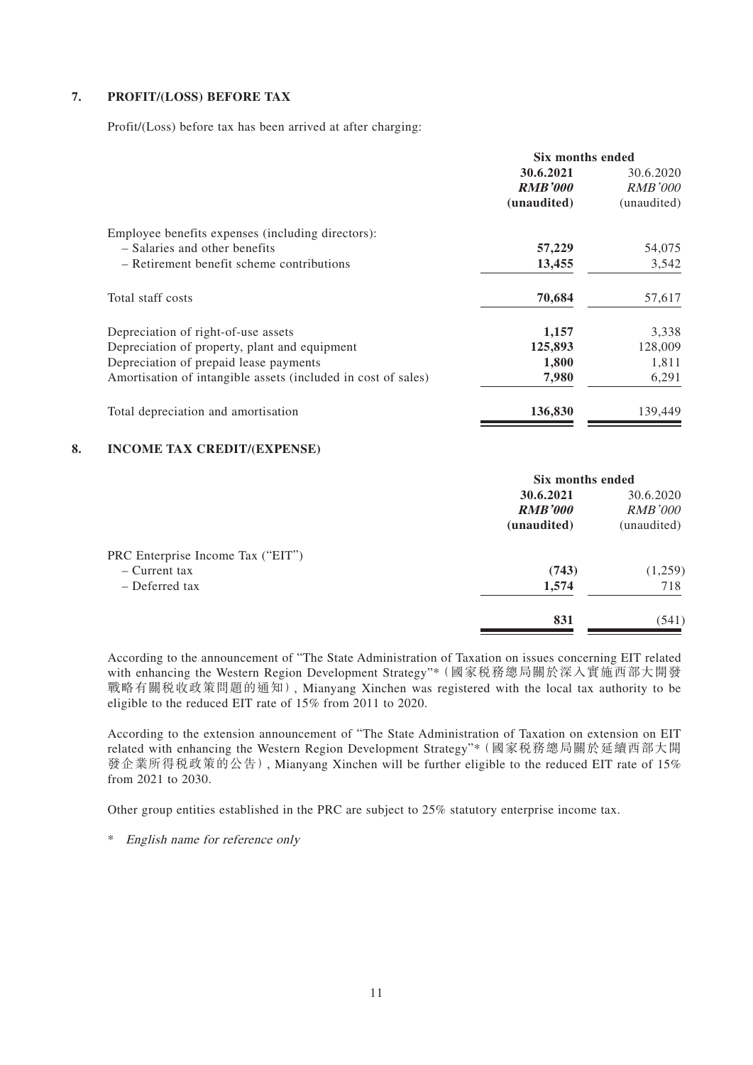## 7. PROFIT/(LOSS) BEFORE TAX

Profit/(Loss) before tax has been arrived at after charging:

| | Six months ended | |
|---|---|---|
| | **30.6.2021** | 30.6.2020 |
| | ***RMB'000*** | *RMB'000* |
| | **(unaudited)** | (unaudited) |
| Employee benefits expenses (including directors): | | |
| – Salaries and other benefits | **57,229** | 54,075 |
| – Retirement benefit scheme contributions | **13,455** | 3,542 |
| Total staff costs | **70,684** | 57,617 |
| Depreciation of right-of-use assets | **1,157** | 3,338 |
| Depreciation of property, plant and equipment | **125,893** | 128,009 |
| Depreciation of prepaid lease payments | **1,800** | 1,811 |
| Amortisation of intangible assets (included in cost of sales) | **7,980** | 6,291 |
| Total depreciation and amortisation | **136,830** | 139,449 |

## 8. INCOME TAX CREDIT/(EXPENSE)

| | Six months ended | |
|---|---|---|
| | **30.6.2021** | 30.6.2020 |
| | ***RMB'000*** | *RMB'000* |
| | **(unaudited)** | (unaudited) |
| PRC Enterprise Income Tax ("EIT") | | |
| – Current tax | **(743)** | (1,259) |
| – Deferred tax | **1,574** | 718 |
| | **831** | (541) |

According to the announcement of "The State Administration of Taxation on issues concerning EIT related with enhancing the Western Region Development Strategy"*（國家稅務總局關於深入實施西部大開發戰略有關稅收政策問題的通知）, Mianyang Xinchen was registered with the local tax authority to be eligible to the reduced EIT rate of 15% from 2011 to 2020.

According to the extension announcement of "The State Administration of Taxation on extension on EIT related with enhancing the Western Region Development Strategy"*（國家稅務總局關於延續西部大開發企業所得稅政策的公告）, Mianyang Xinchen will be further eligible to the reduced EIT rate of 15% from 2021 to 2030.

Other group entities established in the PRC are subject to 25% statutory enterprise income tax.

\* *English name for reference only*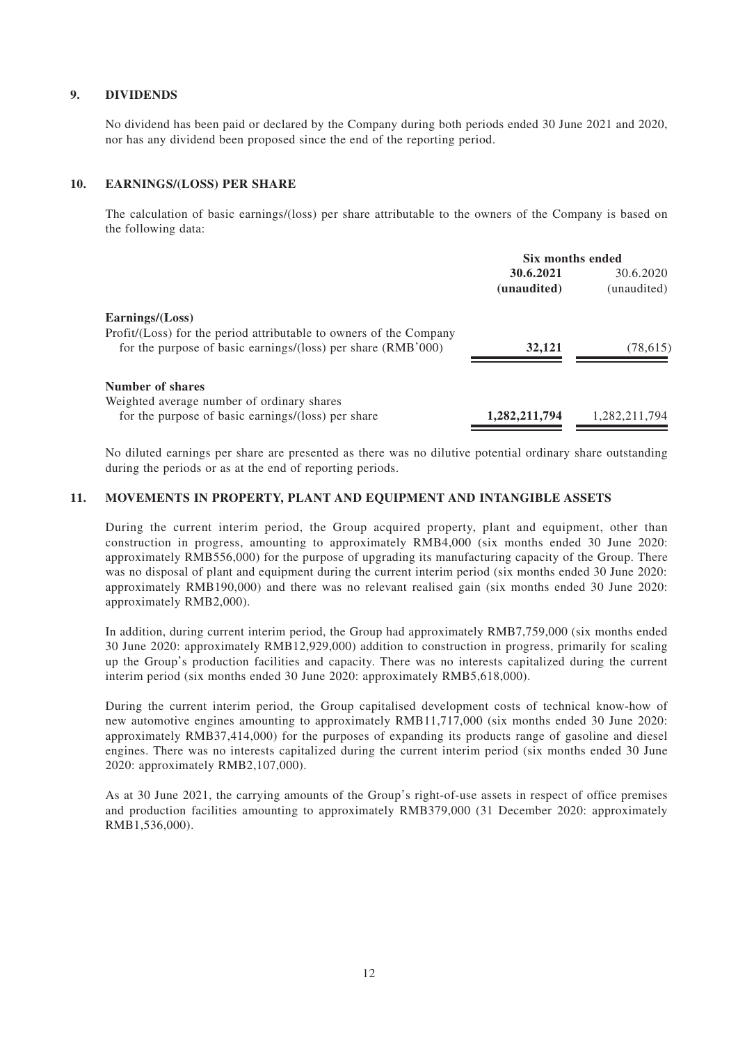## 9. DIVIDENDS

No dividend has been paid or declared by the Company during both periods ended 30 June 2021 and 2020, nor has any dividend been proposed since the end of the reporting period.

## 10. EARNINGS/(LOSS) PER SHARE

The calculation of basic earnings/(loss) per share attributable to the owners of the Company is based on the following data:

| | Six months ended | |
|---|---|---|
| | **30.6.2021** | 30.6.2020 |
| | **(unaudited)** | (unaudited) |
| **Earnings/(Loss)** | | |
| Profit/(Loss) for the period attributable to owners of the Company for the purpose of basic earnings/(loss) per share (RMB'000) | **32,121** | (78,615) |
| **Number of shares** | | |
| Weighted average number of ordinary shares for the purpose of basic earnings/(loss) per share | **1,282,211,794** | 1,282,211,794 |

No diluted earnings per share are presented as there was no dilutive potential ordinary share outstanding during the periods or as at the end of reporting periods.

## 11. MOVEMENTS IN PROPERTY, PLANT AND EQUIPMENT AND INTANGIBLE ASSETS

During the current interim period, the Group acquired property, plant and equipment, other than construction in progress, amounting to approximately RMB4,000 (six months ended 30 June 2020: approximately RMB556,000) for the purpose of upgrading its manufacturing capacity of the Group. There was no disposal of plant and equipment during the current interim period (six months ended 30 June 2020: approximately RMB190,000) and there was no relevant realised gain (six months ended 30 June 2020: approximately RMB2,000).

In addition, during current interim period, the Group had approximately RMB7,759,000 (six months ended 30 June 2020: approximately RMB12,929,000) addition to construction in progress, primarily for scaling up the Group's production facilities and capacity. There was no interests capitalized during the current interim period (six months ended 30 June 2020: approximately RMB5,618,000).

During the current interim period, the Group capitalised development costs of technical know-how of new automotive engines amounting to approximately RMB11,717,000 (six months ended 30 June 2020: approximately RMB37,414,000) for the purposes of expanding its products range of gasoline and diesel engines. There was no interests capitalized during the current interim period (six months ended 30 June 2020: approximately RMB2,107,000).

As at 30 June 2021, the carrying amounts of the Group's right-of-use assets in respect of office premises and production facilities amounting to approximately RMB379,000 (31 December 2020: approximately RMB1,536,000).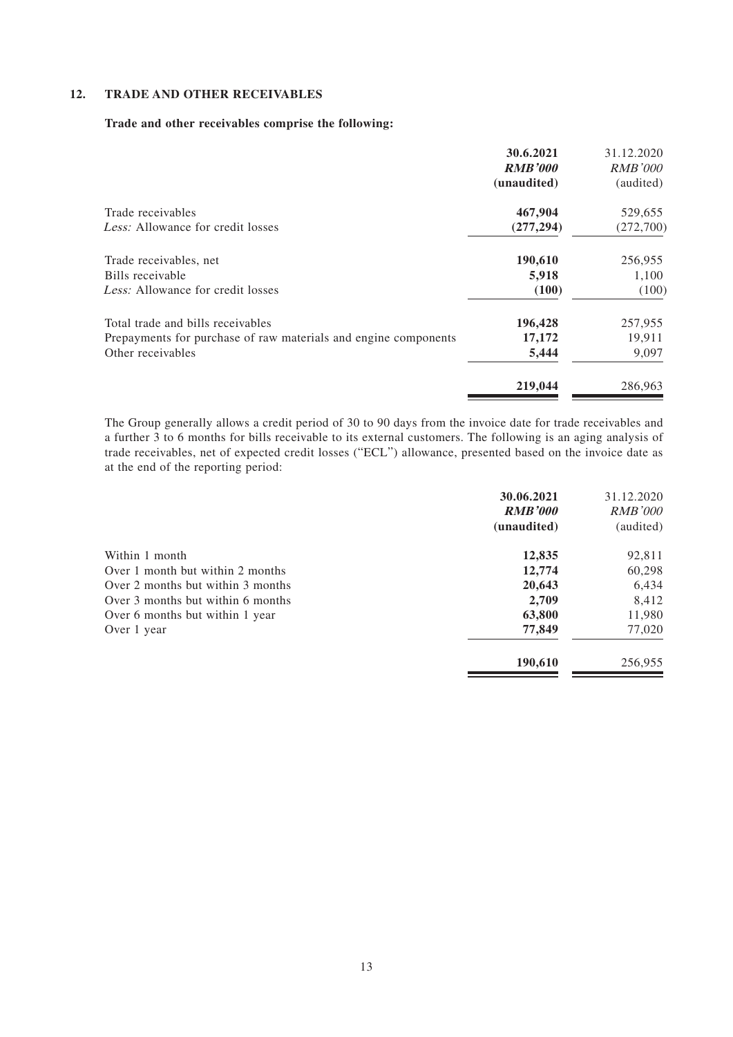## 12. TRADE AND OTHER RECEIVABLES

**Trade and other receivables comprise the following:**

| | **30.6.2021** | 31.12.2020 |
|---|---|---|
| | ***RMB'000*** | *RMB'000* |
| | **(unaudited)** | (audited) |
| Trade receivables | **467,904** | 529,655 |
| *Less:* Allowance for credit losses | **(277,294)** | (272,700) |
| Trade receivables, net | **190,610** | 256,955 |
| Bills receivable | **5,918** | 1,100 |
| *Less:* Allowance for credit losses | **(100)** | (100) |
| Total trade and bills receivables | **196,428** | 257,955 |
| Prepayments for purchase of raw materials and engine components | **17,172** | 19,911 |
| Other receivables | **5,444** | 9,097 |
| | **219,044** | 286,963 |

The Group generally allows a credit period of 30 to 90 days from the invoice date for trade receivables and a further 3 to 6 months for bills receivable to its external customers. The following is an aging analysis of trade receivables, net of expected credit losses ("ECL") allowance, presented based on the invoice date as at the end of the reporting period:

| | **30.06.2021** | 31.12.2020 |
|---|---|---|
| | ***RMB'000*** | *RMB'000* |
| | **(unaudited)** | (audited) |
| Within 1 month | **12,835** | 92,811 |
| Over 1 month but within 2 months | **12,774** | 60,298 |
| Over 2 months but within 3 months | **20,643** | 6,434 |
| Over 3 months but within 6 months | **2,709** | 8,412 |
| Over 6 months but within 1 year | **63,800** | 11,980 |
| Over 1 year | **77,849** | 77,020 |
| | **190,610** | 256,955 |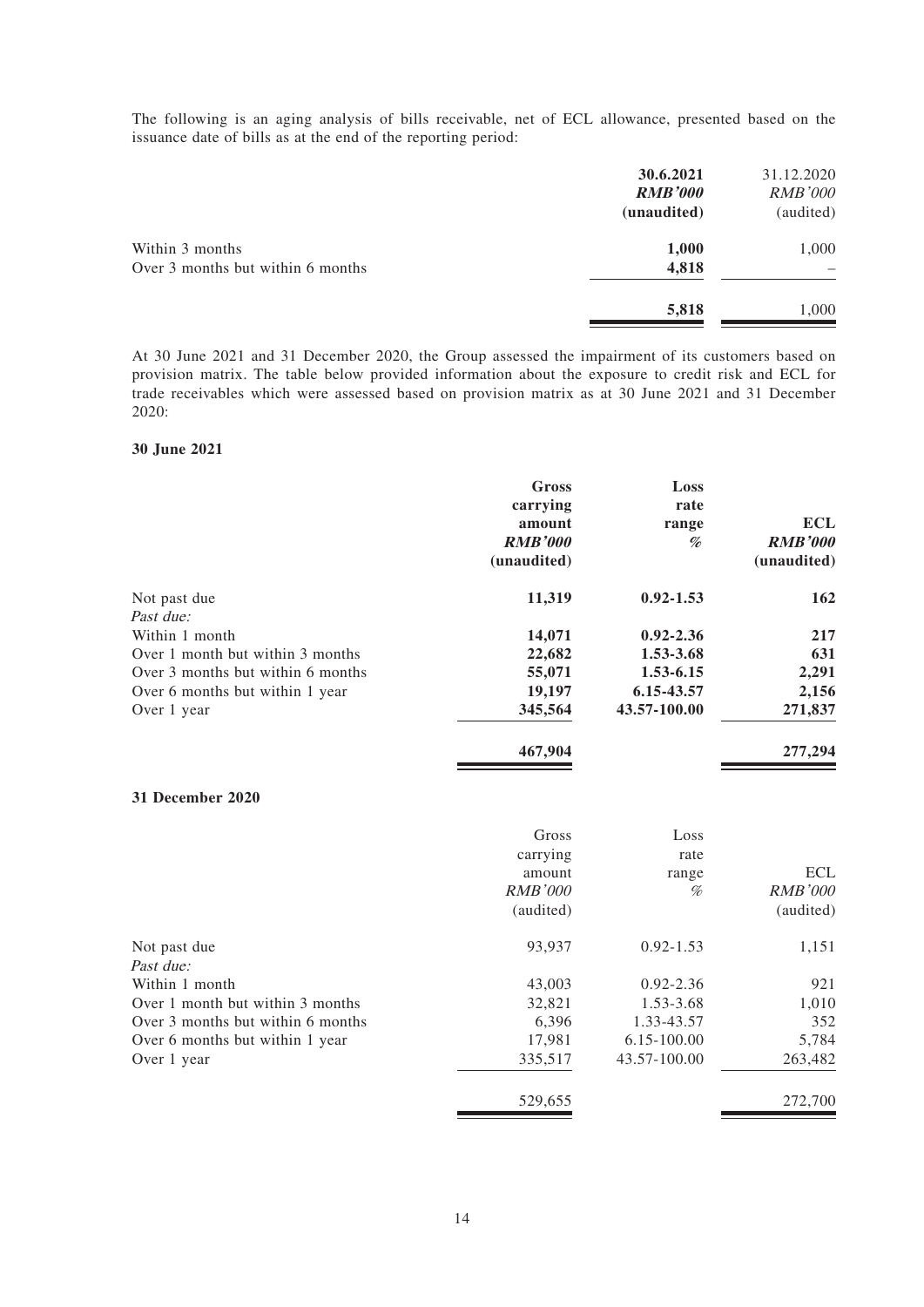The following is an aging analysis of bills receivable, net of ECL allowance, presented based on the issuance date of bills as at the end of the reporting period:

| | **30.6.2021** | 31.12.2020 |
|---|---|---|
| | ***RMB'000*** | *RMB'000* |
| | **(unaudited)** | (audited) |
| Within 3 months | **1,000** | 1,000 |
| Over 3 months but within 6 months | **4,818** | – |
| | **5,818** | 1,000 |

At 30 June 2021 and 31 December 2020, the Group assessed the impairment of its customers based on provision matrix. The table below provided information about the exposure to credit risk and ECL for trade receivables which were assessed based on provision matrix as at 30 June 2021 and 31 December 2020:

**30 June 2021**

| | **Gross carrying amount** | **Loss rate range** | **ECL** |
|---|---|---|---|
| | ***RMB'000*** | ***%*** | ***RMB'000*** |
| | **(unaudited)** | | **(unaudited)** |
| Not past due | **11,319** | **0.92-1.53** | **162** |
| *Past due:* | | | |
| Within 1 month | **14,071** | **0.92-2.36** | **217** |
| Over 1 month but within 3 months | **22,682** | **1.53-3.68** | **631** |
| Over 3 months but within 6 months | **55,071** | **1.53-6.15** | **2,291** |
| Over 6 months but within 1 year | **19,197** | **6.15-43.57** | **2,156** |
| Over 1 year | **345,564** | **43.57-100.00** | **271,837** |
| | **467,904** | | **277,294** |

**31 December 2020**

| | Gross carrying amount | Loss rate range | ECL |
|---|---|---|---|
| | *RMB'000* | *%* | *RMB'000* |
| | (audited) | | (audited) |
| Not past due | 93,937 | 0.92-1.53 | 1,151 |
| *Past due:* | | | |
| Within 1 month | 43,003 | 0.92-2.36 | 921 |
| Over 1 month but within 3 months | 32,821 | 1.53-3.68 | 1,010 |
| Over 3 months but within 6 months | 6,396 | 1.33-43.57 | 352 |
| Over 6 months but within 1 year | 17,981 | 6.15-100.00 | 5,784 |
| Over 1 year | 335,517 | 43.57-100.00 | 263,482 |
| | 529,655 | | 272,700 |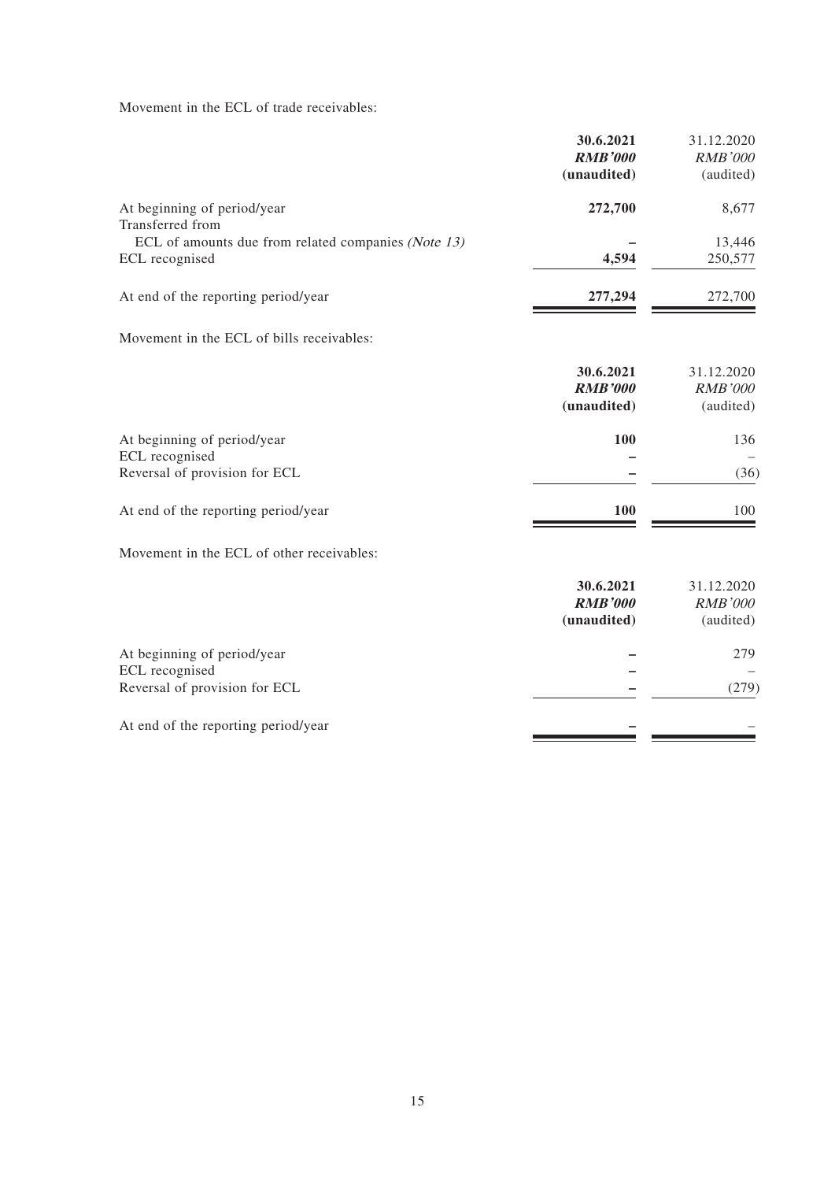Movement in the ECL of trade receivables:

| | 30.6.2021 | 31.12.2020 |
|---|---|---|
| | ***RMB'000*** | *RMB'000* |
| | **(unaudited)** | (audited) |
| At beginning of period/year | **272,700** | 8,677 |
| Transferred from | | |
| ECL of amounts due from related companies *(Note 13)* | **–** | 13,446 |
| ECL recognised | **4,594** | 250,577 |
| At end of the reporting period/year | **277,294** | 272,700 |

Movement in the ECL of bills receivables:

| | 30.6.2021 | 31.12.2020 |
|---|---|---|
| | ***RMB'000*** | *RMB'000* |
| | **(unaudited)** | (audited) |
| At beginning of period/year | **100** | 136 |
| ECL recognised | **–** | – |
| Reversal of provision for ECL | **–** | (36) |
| At end of the reporting period/year | **100** | 100 |

Movement in the ECL of other receivables:

| | 30.6.2021 | 31.12.2020 |
|---|---|---|
| | ***RMB'000*** | *RMB'000* |
| | **(unaudited)** | (audited) |
| At beginning of period/year | **–** | 279 |
| ECL recognised | **–** | – |
| Reversal of provision for ECL | **–** | (279) |
| At end of the reporting period/year | **–** | – |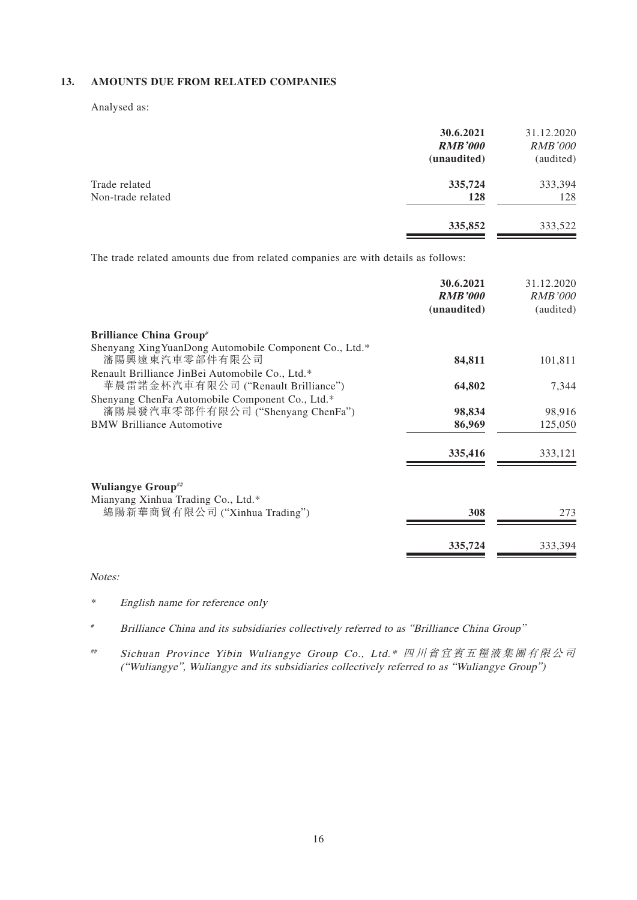## 13. AMOUNTS DUE FROM RELATED COMPANIES

Analysed as:

| | **30.6.2021** | 31.12.2020 |
|---|---|---|
| | ***RMB'000*** | *RMB'000* |
| | **(unaudited)** | (audited) |
| Trade related | **335,724** | 333,394 |
| Non-trade related | **128** | 128 |
| | **335,852** | 333,522 |

The trade related amounts due from related companies are with details as follows:

| | **30.6.2021** | 31.12.2020 |
|---|---|---|
| | ***RMB'000*** | *RMB'000* |
| | **(unaudited)** | (audited) |
| **Brilliance China Group**# | | |
| Shenyang XingYuanDong Automobile Component Co., Ltd.* 瀋陽興遠東汽車零部件有限公司 | **84,811** | 101,811 |
| Renault Brilliance JinBei Automobile Co., Ltd.* 華晨雷諾金杯汽車有限公司 ("Renault Brilliance") | **64,802** | 7,344 |
| Shenyang ChenFa Automobile Component Co., Ltd.* 瀋陽晨發汽車零部件有限公司 ("Shenyang ChenFa") | **98,834** | 98,916 |
| BMW Brilliance Automotive | **86,969** | 125,050 |
| | **335,416** | 333,121 |
| **Wuliangye Group**## | | |
| Mianyang Xinhua Trading Co., Ltd.* 綿陽新華商貿有限公司 ("Xinhua Trading") | **308** | 273 |
| | **335,724** | 333,394 |

*Notes:*

\* *English name for reference only*

\# *Brilliance China and its subsidiaries collectively referred to as "Brilliance China Group"*

\## *Sichuan Province Yibin Wuliangye Group Co., Ltd.* 四川省宜賓五糧液集團有限公司 ("Wuliangye", Wuliangye and its subsidiaries collectively referred to as "Wuliangye Group")*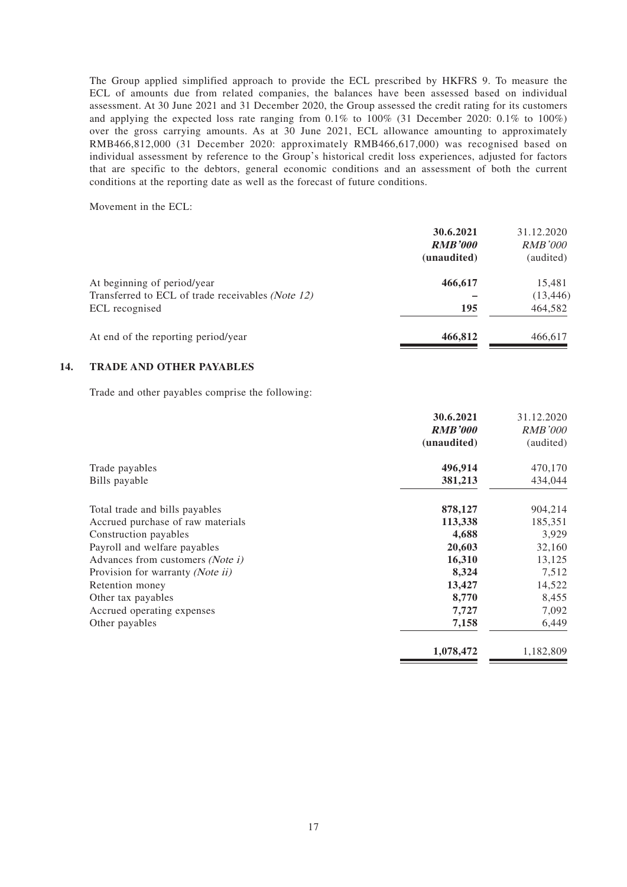The Group applied simplified approach to provide the ECL prescribed by HKFRS 9. To measure the ECL of amounts due from related companies, the balances have been assessed based on individual assessment. At 30 June 2021 and 31 December 2020, the Group assessed the credit rating for its customers and applying the expected loss rate ranging from 0.1% to 100% (31 December 2020: 0.1% to 100%) over the gross carrying amounts. As at 30 June 2021, ECL allowance amounting to approximately RMB466,812,000 (31 December 2020: approximately RMB466,617,000) was recognised based on individual assessment by reference to the Group's historical credit loss experiences, adjusted for factors that are specific to the debtors, general economic conditions and an assessment of both the current conditions at the reporting date as well as the forecast of future conditions.

Movement in the ECL:

| | **30.6.2021** | 31.12.2020 |
|---|---|---|
| | ***RMB'000*** | *RMB'000* |
| | **(unaudited)** | (audited) |
| At beginning of period/year | **466,617** | 15,481 |
| Transferred to ECL of trade receivables *(Note 12)* | **–** | (13,446) |
| ECL recognised | **195** | 464,582 |
| At end of the reporting period/year | **466,812** | 466,617 |

## 14. TRADE AND OTHER PAYABLES

Trade and other payables comprise the following:

| | **30.6.2021** | 31.12.2020 |
|---|---|---|
| | ***RMB'000*** | *RMB'000* |
| | **(unaudited)** | (audited) |
| Trade payables | **496,914** | 470,170 |
| Bills payable | **381,213** | 434,044 |
| Total trade and bills payables | **878,127** | 904,214 |
| Accrued purchase of raw materials | **113,338** | 185,351 |
| Construction payables | **4,688** | 3,929 |
| Payroll and welfare payables | **20,603** | 32,160 |
| Advances from customers *(Note i)* | **16,310** | 13,125 |
| Provision for warranty *(Note ii)* | **8,324** | 7,512 |
| Retention money | **13,427** | 14,522 |
| Other tax payables | **8,770** | 8,455 |
| Accrued operating expenses | **7,727** | 7,092 |
| Other payables | **7,158** | 6,449 |
| | **1,078,472** | 1,182,809 |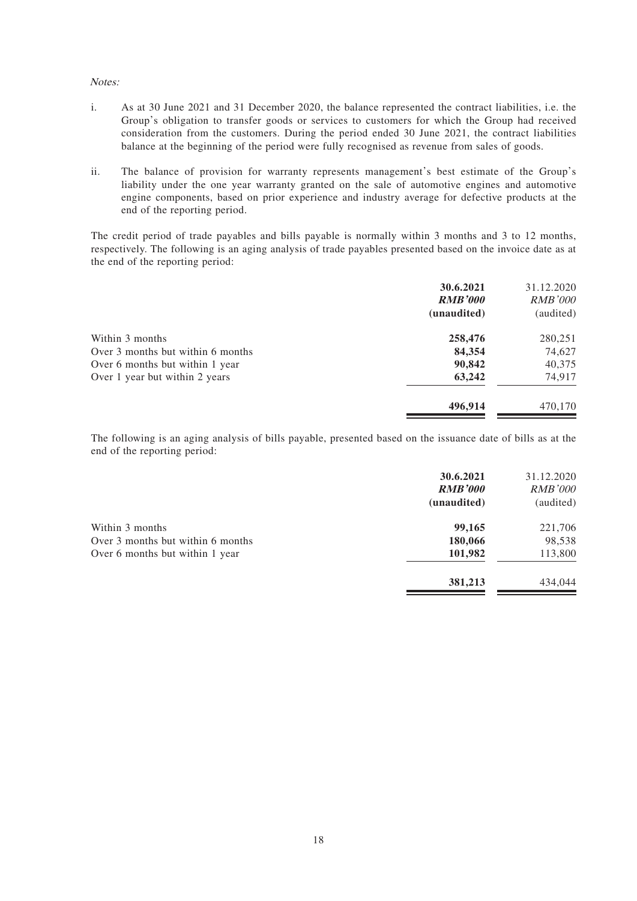*Notes:*

i. As at 30 June 2021 and 31 December 2020, the balance represented the contract liabilities, i.e. the Group's obligation to transfer goods or services to customers for which the Group had received consideration from the customers. During the period ended 30 June 2021, the contract liabilities balance at the beginning of the period were fully recognised as revenue from sales of goods.

ii. The balance of provision for warranty represents management's best estimate of the Group's liability under the one year warranty granted on the sale of automotive engines and automotive engine components, based on prior experience and industry average for defective products at the end of the reporting period.

The credit period of trade payables and bills payable is normally within 3 months and 3 to 12 months, respectively. The following is an aging analysis of trade payables presented based on the invoice date as at the end of the reporting period:

| | **30.6.2021** | 31.12.2020 |
|---|---|---|
| | ***RMB'000*** | *RMB'000* |
| | **(unaudited)** | (audited) |
| Within 3 months | **258,476** | 280,251 |
| Over 3 months but within 6 months | **84,354** | 74,627 |
| Over 6 months but within 1 year | **90,842** | 40,375 |
| Over 1 year but within 2 years | **63,242** | 74,917 |
| | **496,914** | 470,170 |

The following is an aging analysis of bills payable, presented based on the issuance date of bills as at the end of the reporting period:

| | **30.6.2021** | 31.12.2020 |
|---|---|---|
| | ***RMB'000*** | *RMB'000* |
| | **(unaudited)** | (audited) |
| Within 3 months | **99,165** | 221,706 |
| Over 3 months but within 6 months | **180,066** | 98,538 |
| Over 6 months but within 1 year | **101,982** | 113,800 |
| | **381,213** | 434,044 |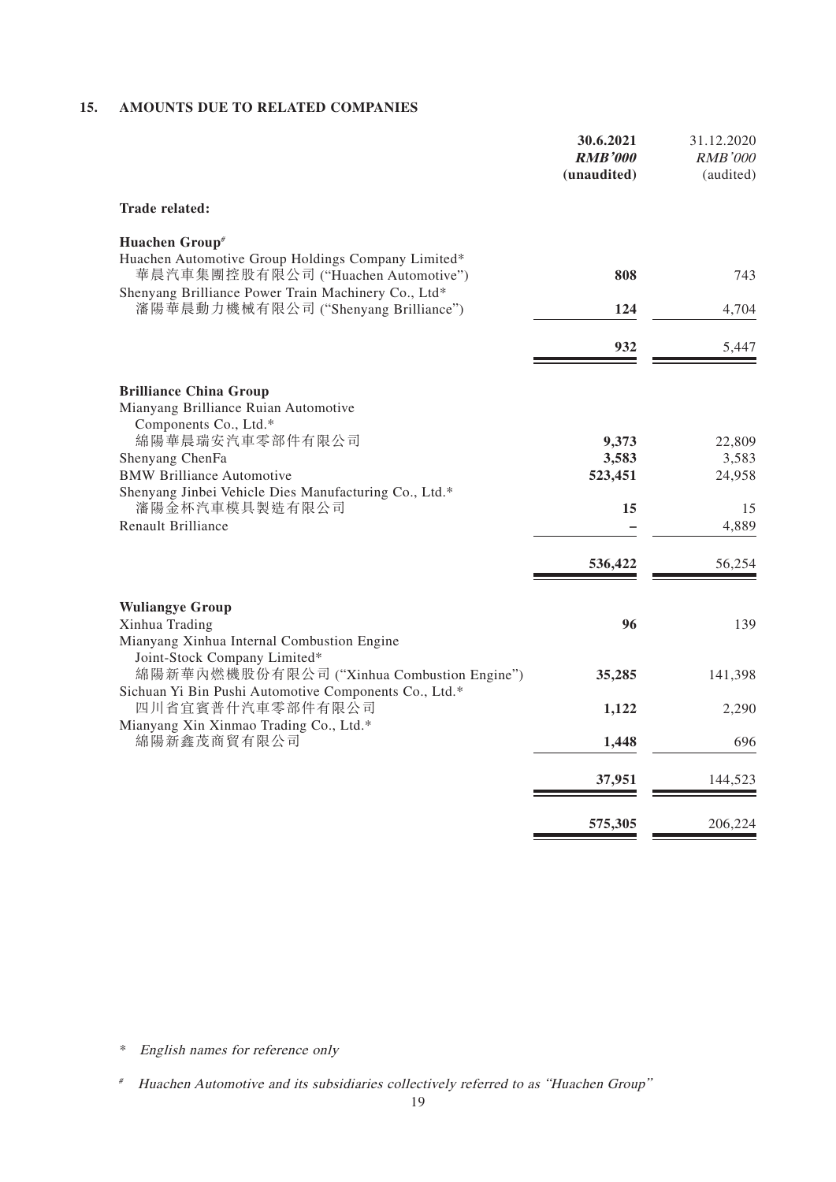## 15. AMOUNTS DUE TO RELATED COMPANIES

| | 30.6.2021 | 31.12.2020 |
|---|---|---|
| | ***RMB'000*** | *RMB'000* |
| | **(unaudited)** | (audited) |
| **Trade related:** | | |
| **Huachen Group[#]** | | |
| Huachen Automotive Group Holdings Company Limited* 華晨汽車集團控股有限公司 ("Huachen Automotive") | **808** | 743 |
| Shenyang Brilliance Power Train Machinery Co., Ltd* 瀋陽華晨動力機械有限公司 ("Shenyang Brilliance") | **124** | 4,704 |
| | **932** | 5,447 |
| **Brilliance China Group** | | |
| Mianyang Brilliance Ruian Automotive Components Co., Ltd.* 綿陽華晨瑞安汽車零部件有限公司 | **9,373** | 22,809 |
| Shenyang ChenFa | **3,583** | 3,583 |
| BMW Brilliance Automotive | **523,451** | 24,958 |
| Shenyang Jinbei Vehicle Dies Manufacturing Co., Ltd.* 瀋陽金杯汽車模具製造有限公司 | **15** | 15 |
| Renault Brilliance | **–** | 4,889 |
| | **536,422** | 56,254 |
| **Wuliangye Group** | | |
| Xinhua Trading | **96** | 139 |
| Mianyang Xinhua Internal Combustion Engine Joint-Stock Company Limited* 綿陽新華內燃機股份有限公司 ("Xinhua Combustion Engine") | **35,285** | 141,398 |
| Sichuan Yi Bin Pushi Automotive Components Co., Ltd.* 四川省宜賓普什汽車零部件有限公司 | **1,122** | 2,290 |
| Mianyang Xin Xinmao Trading Co., Ltd.* 綿陽新鑫茂商貿有限公司 | **1,448** | 696 |
| | **37,951** | 144,523 |
| | **575,305** | 206,224 |

\* *English names for reference only*

[#] *Huachen Automotive and its subsidiaries collectively referred to as "Huachen Group"*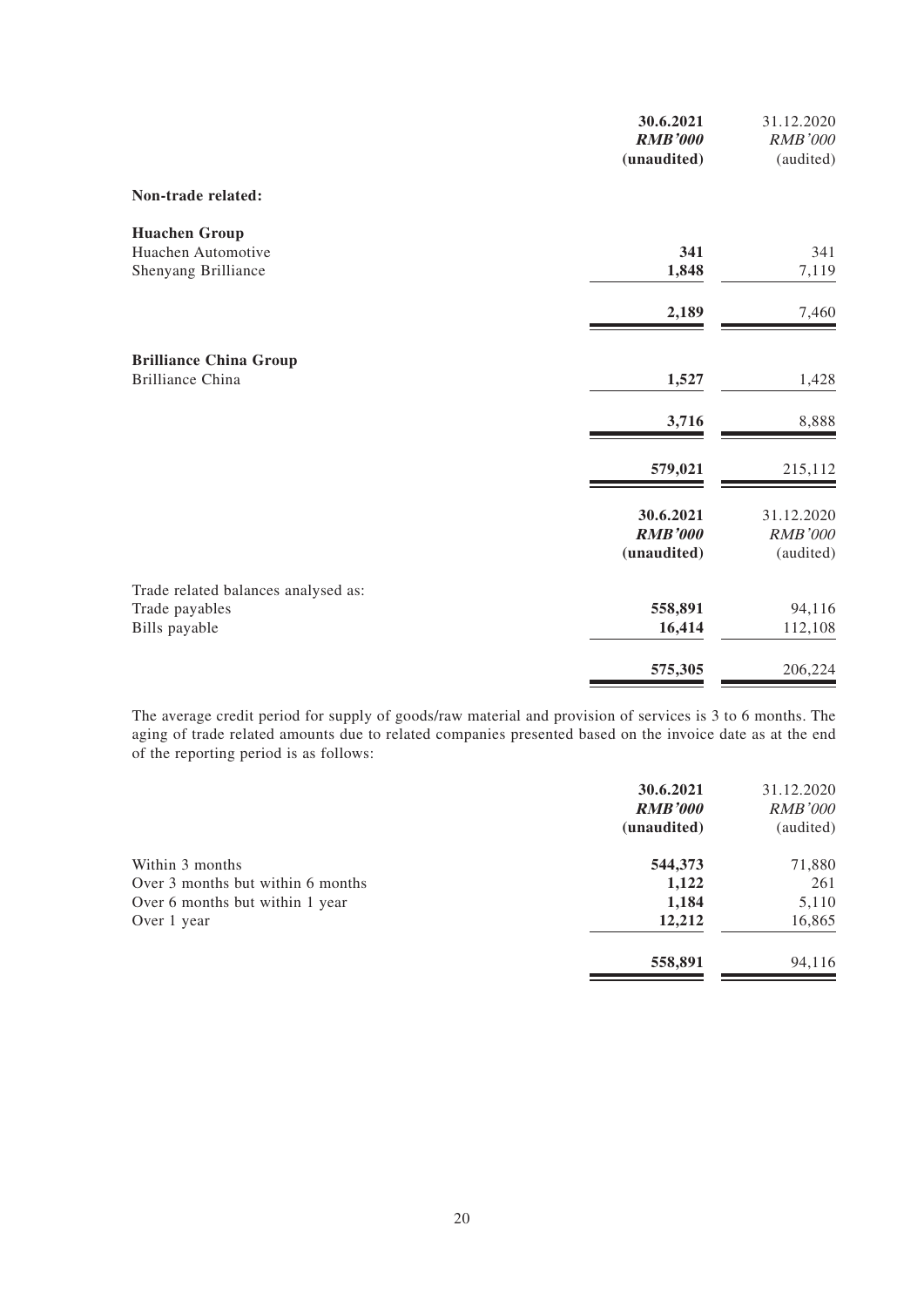| | 30.6.2021 | 31.12.2020 |
|---|---|---|
| | ***RMB'000*** | *RMB'000* |
| | **(unaudited)** | (audited) |
| **Non-trade related:** | | |
| **Huachen Group** | | |
| Huachen Automotive | **341** | 341 |
| Shenyang Brilliance | **1,848** | 7,119 |
| | **2,189** | 7,460 |
| **Brilliance China Group** | | |
| Brilliance China | **1,527** | 1,428 |
| | **3,716** | 8,888 |
| | **579,021** | 215,112 |

| | 30.6.2021 | 31.12.2020 |
|---|---|---|
| | ***RMB'000*** | *RMB'000* |
| | **(unaudited)** | (audited) |
| Trade related balances analysed as: | | |
| Trade payables | **558,891** | 94,116 |
| Bills payable | **16,414** | 112,108 |
| | **575,305** | 206,224 |

The average credit period for supply of goods/raw material and provision of services is 3 to 6 months. The aging of trade related amounts due to related companies presented based on the invoice date as at the end of the reporting period is as follows:

| | 30.6.2021 | 31.12.2020 |
|---|---|---|
| | ***RMB'000*** | *RMB'000* |
| | **(unaudited)** | (audited) |
| Within 3 months | **544,373** | 71,880 |
| Over 3 months but within 6 months | **1,122** | 261 |
| Over 6 months but within 1 year | **1,184** | 5,110 |
| Over 1 year | **12,212** | 16,865 |
| | **558,891** | 94,116 |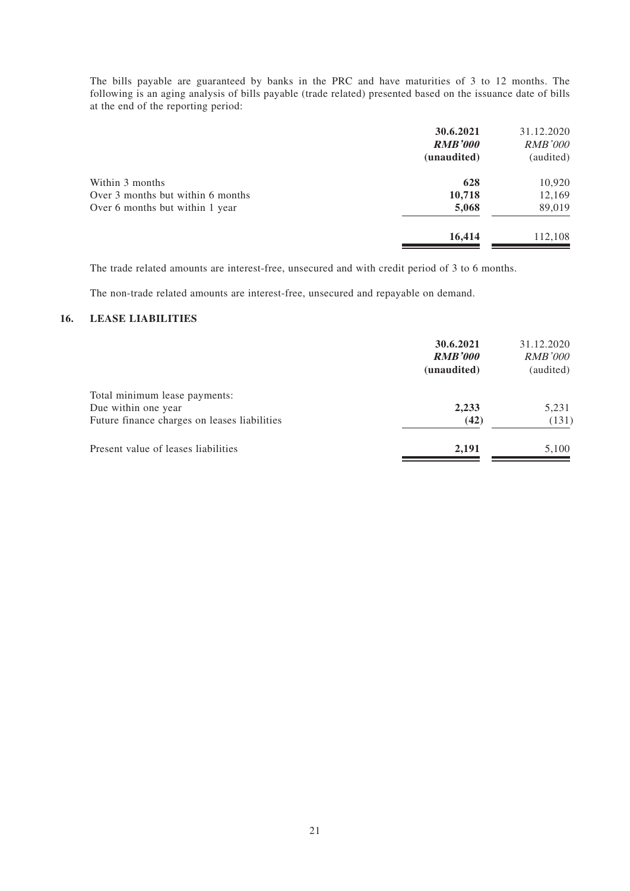The bills payable are guaranteed by banks in the PRC and have maturities of 3 to 12 months. The following is an aging analysis of bills payable (trade related) presented based on the issuance date of bills at the end of the reporting period:

| | **30.6.2021** | 31.12.2020 |
|---|---|---|
| | ***RMB'000*** | *RMB'000* |
| | **(unaudited)** | (audited) |
| Within 3 months | **628** | 10,920 |
| Over 3 months but within 6 months | **10,718** | 12,169 |
| Over 6 months but within 1 year | **5,068** | 89,019 |
| | **16,414** | 112,108 |

The trade related amounts are interest-free, unsecured and with credit period of 3 to 6 months.

The non-trade related amounts are interest-free, unsecured and repayable on demand.

## 16. LEASE LIABILITIES

| | **30.6.2021** | 31.12.2020 |
|---|---|---|
| | ***RMB'000*** | *RMB'000* |
| | **(unaudited)** | (audited) |
| Total minimum lease payments: | | |
| Due within one year | **2,233** | 5,231 |
| Future finance charges on leases liabilities | **(42)** | (131) |
| Present value of leases liabilities | **2,191** | 5,100 |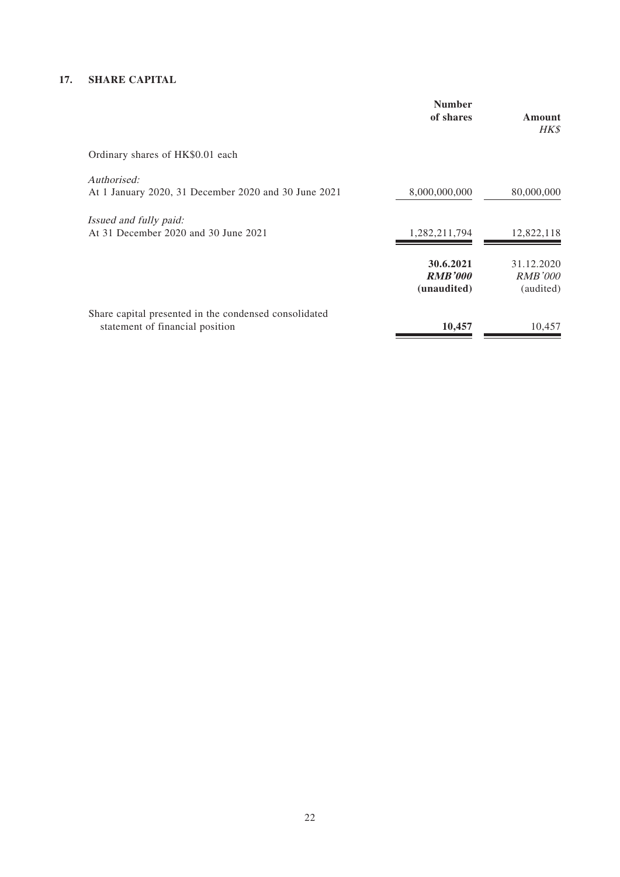## 17. SHARE CAPITAL

| | Number of shares | Amount *HK$* |
|---|---|---|
| Ordinary shares of HK$0.01 each | | |
| *Authorised:* | | |
| At 1 January 2020, 31 December 2020 and 30 June 2021 | 8,000,000,000 | 80,000,000 |
| *Issued and fully paid:* | | |
| At 31 December 2020 and 30 June 2021 | 1,282,211,794 | 12,822,118 |

| | **30.6.2021** ***RMB'000*** **(unaudited)** | 31.12.2020 *RMB'000* (audited) |
|---|---|---|
| Share capital presented in the condensed consolidated statement of financial position | **10,457** | 10,457 |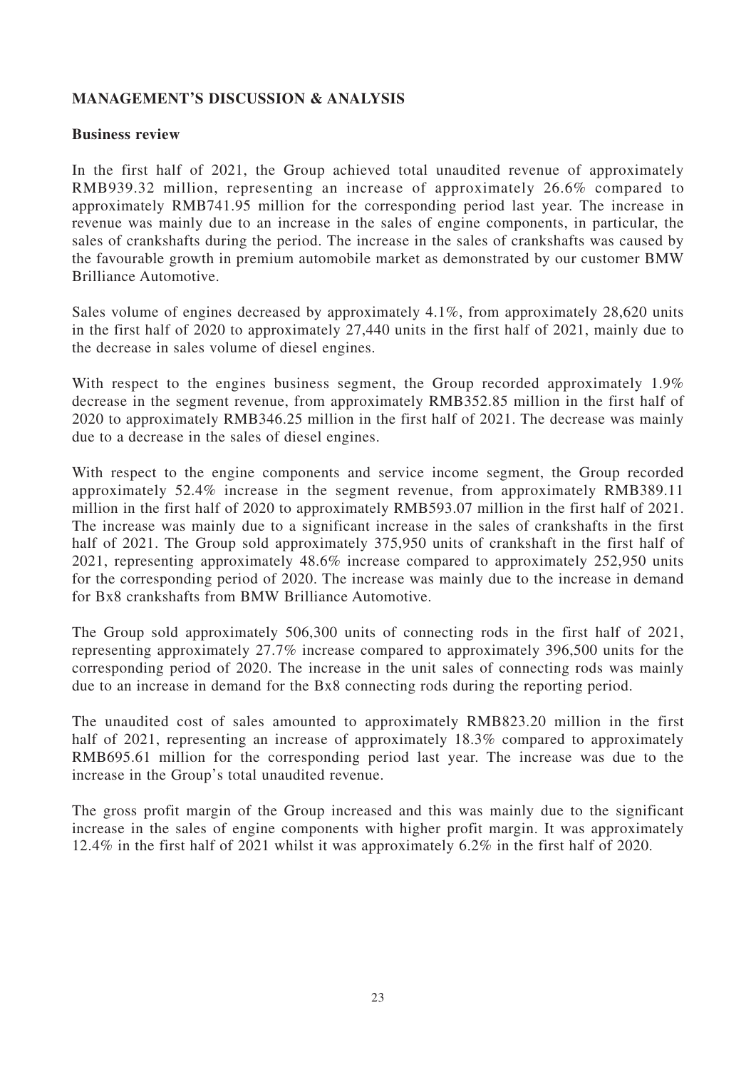## MANAGEMENT'S DISCUSSION & ANALYSIS

### Business review

In the first half of 2021, the Group achieved total unaudited revenue of approximately RMB939.32 million, representing an increase of approximately 26.6% compared to approximately RMB741.95 million for the corresponding period last year. The increase in revenue was mainly due to an increase in the sales of engine components, in particular, the sales of crankshafts during the period. The increase in the sales of crankshafts was caused by the favourable growth in premium automobile market as demonstrated by our customer BMW Brilliance Automotive.

Sales volume of engines decreased by approximately 4.1%, from approximately 28,620 units in the first half of 2020 to approximately 27,440 units in the first half of 2021, mainly due to the decrease in sales volume of diesel engines.

With respect to the engines business segment, the Group recorded approximately 1.9% decrease in the segment revenue, from approximately RMB352.85 million in the first half of 2020 to approximately RMB346.25 million in the first half of 2021. The decrease was mainly due to a decrease in the sales of diesel engines.

With respect to the engine components and service income segment, the Group recorded approximately 52.4% increase in the segment revenue, from approximately RMB389.11 million in the first half of 2020 to approximately RMB593.07 million in the first half of 2021. The increase was mainly due to a significant increase in the sales of crankshafts in the first half of 2021. The Group sold approximately 375,950 units of crankshaft in the first half of 2021, representing approximately 48.6% increase compared to approximately 252,950 units for the corresponding period of 2020. The increase was mainly due to the increase in demand for Bx8 crankshafts from BMW Brilliance Automotive.

The Group sold approximately 506,300 units of connecting rods in the first half of 2021, representing approximately 27.7% increase compared to approximately 396,500 units for the corresponding period of 2020. The increase in the unit sales of connecting rods was mainly due to an increase in demand for the Bx8 connecting rods during the reporting period.

The unaudited cost of sales amounted to approximately RMB823.20 million in the first half of 2021, representing an increase of approximately 18.3% compared to approximately RMB695.61 million for the corresponding period last year. The increase was due to the increase in the Group's total unaudited revenue.

The gross profit margin of the Group increased and this was mainly due to the significant increase in the sales of engine components with higher profit margin. It was approximately 12.4% in the first half of 2021 whilst it was approximately 6.2% in the first half of 2020.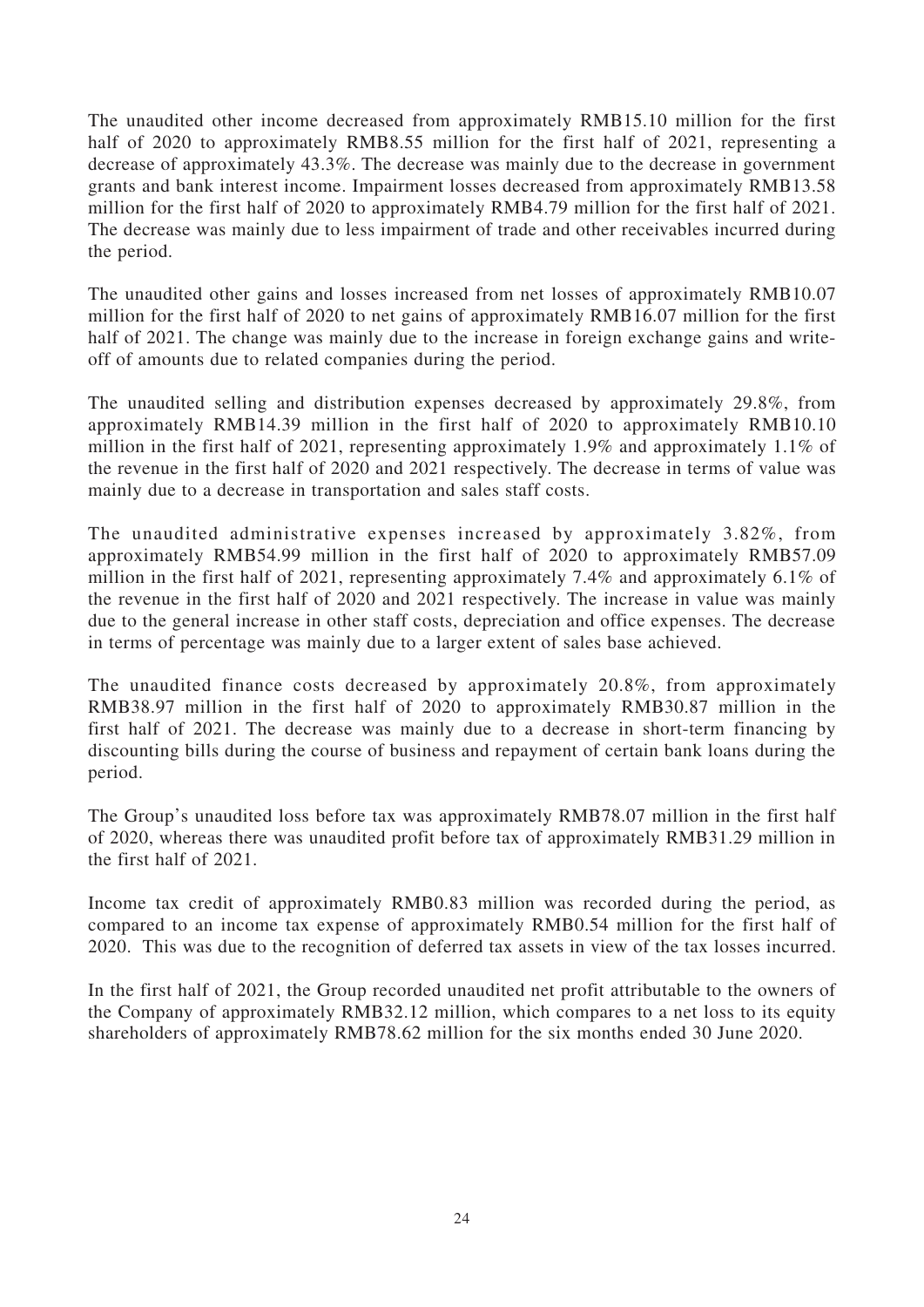The unaudited other income decreased from approximately RMB15.10 million for the first half of 2020 to approximately RMB8.55 million for the first half of 2021, representing a decrease of approximately 43.3%. The decrease was mainly due to the decrease in government grants and bank interest income. Impairment losses decreased from approximately RMB13.58 million for the first half of 2020 to approximately RMB4.79 million for the first half of 2021. The decrease was mainly due to less impairment of trade and other receivables incurred during the period.

The unaudited other gains and losses increased from net losses of approximately RMB10.07 million for the first half of 2020 to net gains of approximately RMB16.07 million for the first half of 2021. The change was mainly due to the increase in foreign exchange gains and write-off of amounts due to related companies during the period.

The unaudited selling and distribution expenses decreased by approximately 29.8%, from approximately RMB14.39 million in the first half of 2020 to approximately RMB10.10 million in the first half of 2021, representing approximately 1.9% and approximately 1.1% of the revenue in the first half of 2020 and 2021 respectively. The decrease in terms of value was mainly due to a decrease in transportation and sales staff costs.

The unaudited administrative expenses increased by approximately 3.82%, from approximately RMB54.99 million in the first half of 2020 to approximately RMB57.09 million in the first half of 2021, representing approximately 7.4% and approximately 6.1% of the revenue in the first half of 2020 and 2021 respectively. The increase in value was mainly due to the general increase in other staff costs, depreciation and office expenses. The decrease in terms of percentage was mainly due to a larger extent of sales base achieved.

The unaudited finance costs decreased by approximately 20.8%, from approximately RMB38.97 million in the first half of 2020 to approximately RMB30.87 million in the first half of 2021. The decrease was mainly due to a decrease in short-term financing by discounting bills during the course of business and repayment of certain bank loans during the period.

The Group's unaudited loss before tax was approximately RMB78.07 million in the first half of 2020, whereas there was unaudited profit before tax of approximately RMB31.29 million in the first half of 2021.

Income tax credit of approximately RMB0.83 million was recorded during the period, as compared to an income tax expense of approximately RMB0.54 million for the first half of 2020. This was due to the recognition of deferred tax assets in view of the tax losses incurred.

In the first half of 2021, the Group recorded unaudited net profit attributable to the owners of the Company of approximately RMB32.12 million, which compares to a net loss to its equity shareholders of approximately RMB78.62 million for the six months ended 30 June 2020.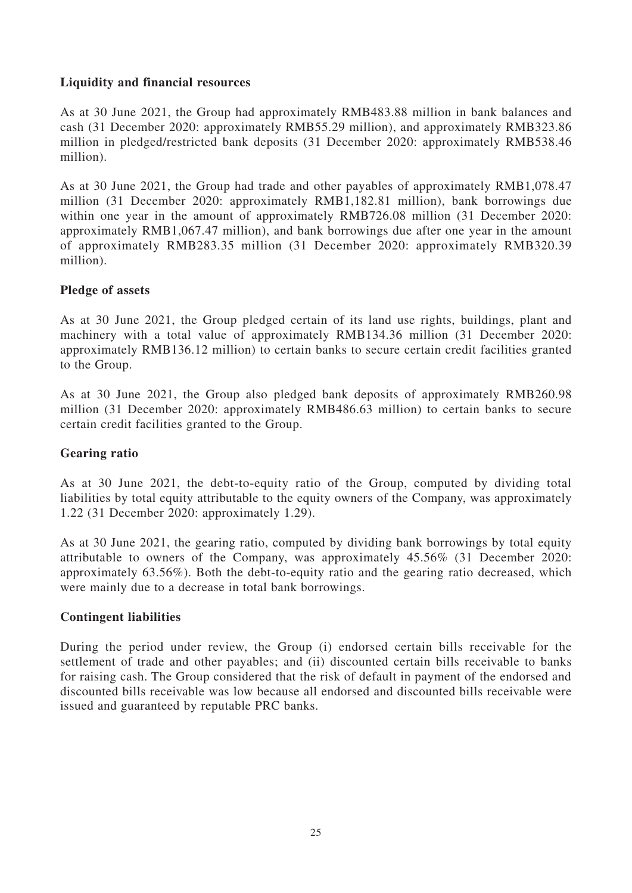**Liquidity and financial resources**

As at 30 June 2021, the Group had approximately RMB483.88 million in bank balances and cash (31 December 2020: approximately RMB55.29 million), and approximately RMB323.86 million in pledged/restricted bank deposits (31 December 2020: approximately RMB538.46 million).

As at 30 June 2021, the Group had trade and other payables of approximately RMB1,078.47 million (31 December 2020: approximately RMB1,182.81 million), bank borrowings due within one year in the amount of approximately RMB726.08 million (31 December 2020: approximately RMB1,067.47 million), and bank borrowings due after one year in the amount of approximately RMB283.35 million (31 December 2020: approximately RMB320.39 million).

**Pledge of assets**

As at 30 June 2021, the Group pledged certain of its land use rights, buildings, plant and machinery with a total value of approximately RMB134.36 million (31 December 2020: approximately RMB136.12 million) to certain banks to secure certain credit facilities granted to the Group.

As at 30 June 2021, the Group also pledged bank deposits of approximately RMB260.98 million (31 December 2020: approximately RMB486.63 million) to certain banks to secure certain credit facilities granted to the Group.

**Gearing ratio**

As at 30 June 2021, the debt-to-equity ratio of the Group, computed by dividing total liabilities by total equity attributable to the equity owners of the Company, was approximately 1.22 (31 December 2020: approximately 1.29).

As at 30 June 2021, the gearing ratio, computed by dividing bank borrowings by total equity attributable to owners of the Company, was approximately 45.56% (31 December 2020: approximately 63.56%). Both the debt-to-equity ratio and the gearing ratio decreased, which were mainly due to a decrease in total bank borrowings.

**Contingent liabilities**

During the period under review, the Group (i) endorsed certain bills receivable for the settlement of trade and other payables; and (ii) discounted certain bills receivable to banks for raising cash. The Group considered that the risk of default in payment of the endorsed and discounted bills receivable was low because all endorsed and discounted bills receivable were issued and guaranteed by reputable PRC banks.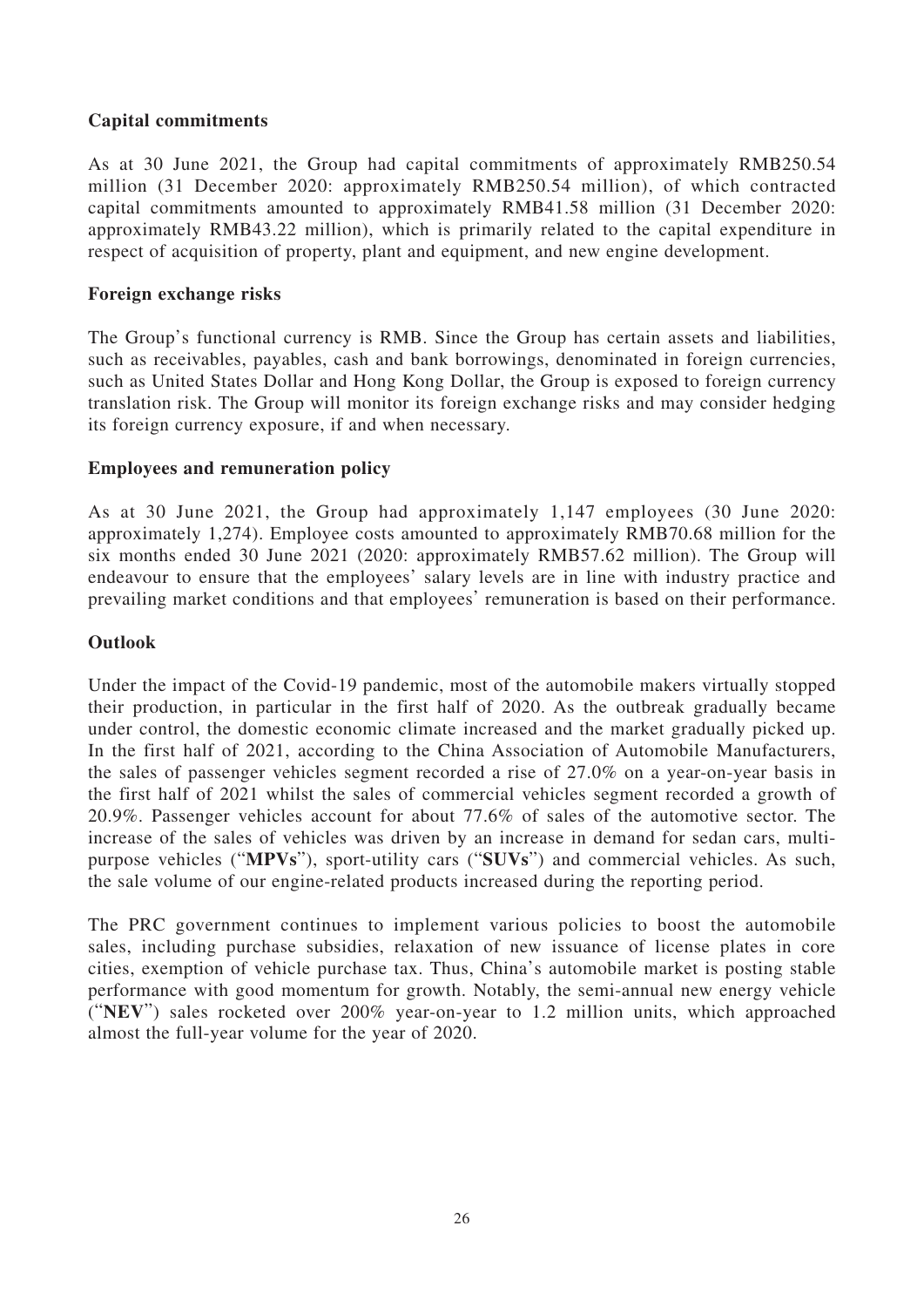## Capital commitments

As at 30 June 2021, the Group had capital commitments of approximately RMB250.54 million (31 December 2020: approximately RMB250.54 million), of which contracted capital commitments amounted to approximately RMB41.58 million (31 December 2020: approximately RMB43.22 million), which is primarily related to the capital expenditure in respect of acquisition of property, plant and equipment, and new engine development.

## Foreign exchange risks

The Group's functional currency is RMB. Since the Group has certain assets and liabilities, such as receivables, payables, cash and bank borrowings, denominated in foreign currencies, such as United States Dollar and Hong Kong Dollar, the Group is exposed to foreign currency translation risk. The Group will monitor its foreign exchange risks and may consider hedging its foreign currency exposure, if and when necessary.

## Employees and remuneration policy

As at 30 June 2021, the Group had approximately 1,147 employees (30 June 2020: approximately 1,274). Employee costs amounted to approximately RMB70.68 million for the six months ended 30 June 2021 (2020: approximately RMB57.62 million). The Group will endeavour to ensure that the employees' salary levels are in line with industry practice and prevailing market conditions and that employees' remuneration is based on their performance.

## Outlook

Under the impact of the Covid-19 pandemic, most of the automobile makers virtually stopped their production, in particular in the first half of 2020. As the outbreak gradually became under control, the domestic economic climate increased and the market gradually picked up. In the first half of 2021, according to the China Association of Automobile Manufacturers, the sales of passenger vehicles segment recorded a rise of 27.0% on a year-on-year basis in the first half of 2021 whilst the sales of commercial vehicles segment recorded a growth of 20.9%. Passenger vehicles account for about 77.6% of sales of the automotive sector. The increase of the sales of vehicles was driven by an increase in demand for sedan cars, multi-purpose vehicles ("**MPVs**"), sport-utility cars ("**SUVs**") and commercial vehicles. As such, the sale volume of our engine-related products increased during the reporting period.

The PRC government continues to implement various policies to boost the automobile sales, including purchase subsidies, relaxation of new issuance of license plates in core cities, exemption of vehicle purchase tax. Thus, China's automobile market is posting stable performance with good momentum for growth. Notably, the semi-annual new energy vehicle ("**NEV**") sales rocketed over 200% year-on-year to 1.2 million units, which approached almost the full-year volume for the year of 2020.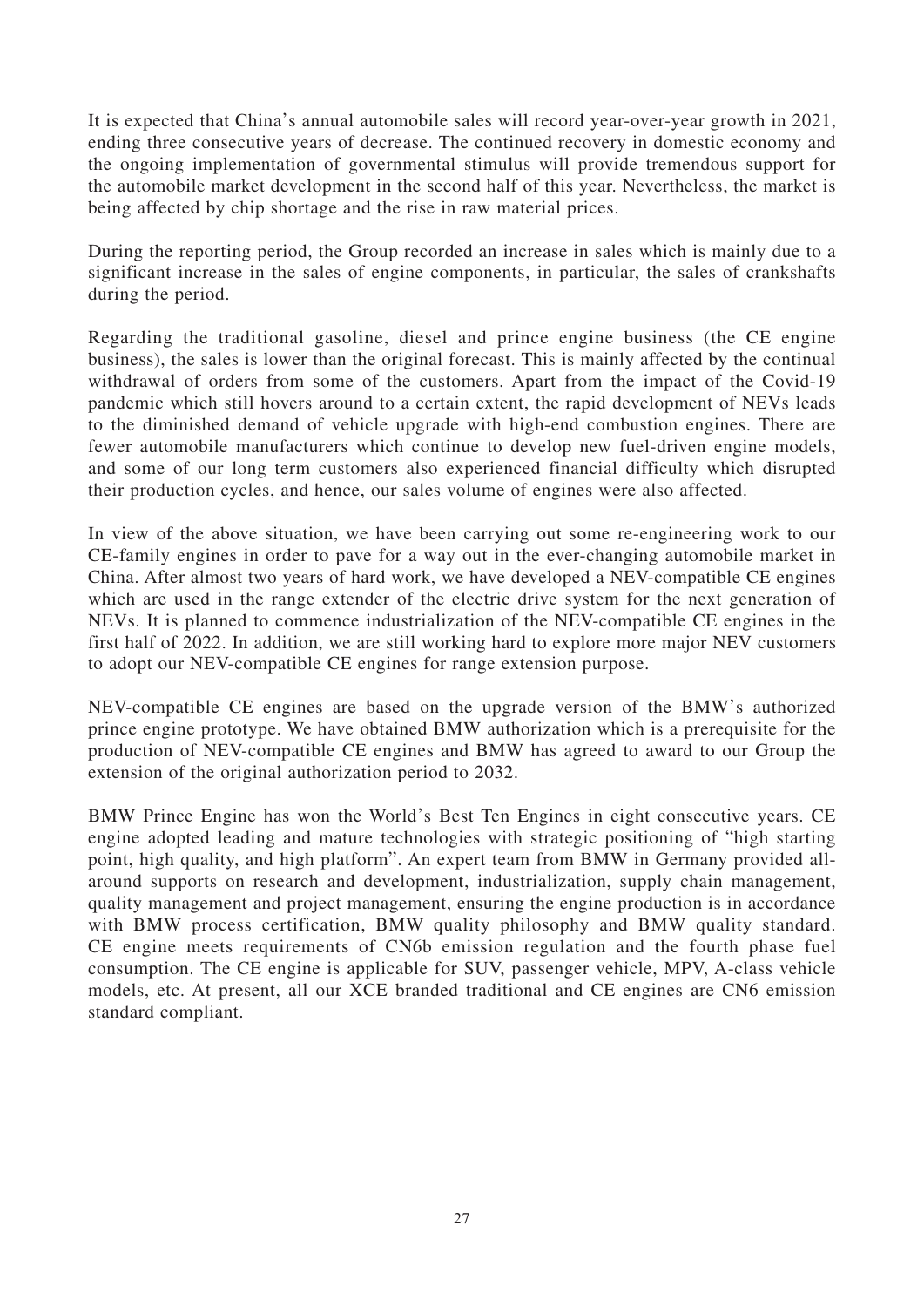It is expected that China's annual automobile sales will record year-over-year growth in 2021, ending three consecutive years of decrease. The continued recovery in domestic economy and the ongoing implementation of governmental stimulus will provide tremendous support for the automobile market development in the second half of this year. Nevertheless, the market is being affected by chip shortage and the rise in raw material prices.

During the reporting period, the Group recorded an increase in sales which is mainly due to a significant increase in the sales of engine components, in particular, the sales of crankshafts during the period.

Regarding the traditional gasoline, diesel and prince engine business (the CE engine business), the sales is lower than the original forecast. This is mainly affected by the continual withdrawal of orders from some of the customers. Apart from the impact of the Covid-19 pandemic which still hovers around to a certain extent, the rapid development of NEVs leads to the diminished demand of vehicle upgrade with high-end combustion engines. There are fewer automobile manufacturers which continue to develop new fuel-driven engine models, and some of our long term customers also experienced financial difficulty which disrupted their production cycles, and hence, our sales volume of engines were also affected.

In view of the above situation, we have been carrying out some re-engineering work to our CE-family engines in order to pave for a way out in the ever-changing automobile market in China. After almost two years of hard work, we have developed a NEV-compatible CE engines which are used in the range extender of the electric drive system for the next generation of NEVs. It is planned to commence industrialization of the NEV-compatible CE engines in the first half of 2022. In addition, we are still working hard to explore more major NEV customers to adopt our NEV-compatible CE engines for range extension purpose.

NEV-compatible CE engines are based on the upgrade version of the BMW's authorized prince engine prototype. We have obtained BMW authorization which is a prerequisite for the production of NEV-compatible CE engines and BMW has agreed to award to our Group the extension of the original authorization period to 2032.

BMW Prince Engine has won the World's Best Ten Engines in eight consecutive years. CE engine adopted leading and mature technologies with strategic positioning of "high starting point, high quality, and high platform". An expert team from BMW in Germany provided all-around supports on research and development, industrialization, supply chain management, quality management and project management, ensuring the engine production is in accordance with BMW process certification, BMW quality philosophy and BMW quality standard. CE engine meets requirements of CN6b emission regulation and the fourth phase fuel consumption. The CE engine is applicable for SUV, passenger vehicle, MPV, A-class vehicle models, etc. At present, all our XCE branded traditional and CE engines are CN6 emission standard compliant.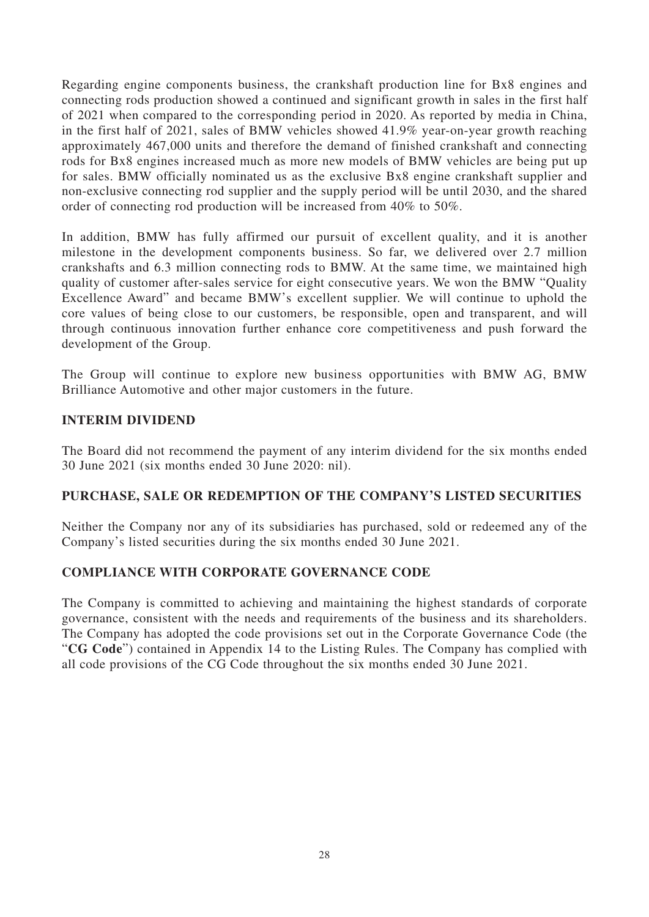Regarding engine components business, the crankshaft production line for Bx8 engines and connecting rods production showed a continued and significant growth in sales in the first half of 2021 when compared to the corresponding period in 2020. As reported by media in China, in the first half of 2021, sales of BMW vehicles showed 41.9% year-on-year growth reaching approximately 467,000 units and therefore the demand of finished crankshaft and connecting rods for Bx8 engines increased much as more new models of BMW vehicles are being put up for sales. BMW officially nominated us as the exclusive Bx8 engine crankshaft supplier and non-exclusive connecting rod supplier and the supply period will be until 2030, and the shared order of connecting rod production will be increased from 40% to 50%.

In addition, BMW has fully affirmed our pursuit of excellent quality, and it is another milestone in the development components business. So far, we delivered over 2.7 million crankshafts and 6.3 million connecting rods to BMW. At the same time, we maintained high quality of customer after-sales service for eight consecutive years. We won the BMW "Quality Excellence Award" and became BMW's excellent supplier. We will continue to uphold the core values of being close to our customers, be responsible, open and transparent, and will through continuous innovation further enhance core competitiveness and push forward the development of the Group.

The Group will continue to explore new business opportunities with BMW AG, BMW Brilliance Automotive and other major customers in the future.

## INTERIM DIVIDEND

The Board did not recommend the payment of any interim dividend for the six months ended 30 June 2021 (six months ended 30 June 2020: nil).

## PURCHASE, SALE OR REDEMPTION OF THE COMPANY'S LISTED SECURITIES

Neither the Company nor any of its subsidiaries has purchased, sold or redeemed any of the Company's listed securities during the six months ended 30 June 2021.

## COMPLIANCE WITH CORPORATE GOVERNANCE CODE

The Company is committed to achieving and maintaining the highest standards of corporate governance, consistent with the needs and requirements of the business and its shareholders. The Company has adopted the code provisions set out in the Corporate Governance Code (the "**CG Code**") contained in Appendix 14 to the Listing Rules. The Company has complied with all code provisions of the CG Code throughout the six months ended 30 June 2021.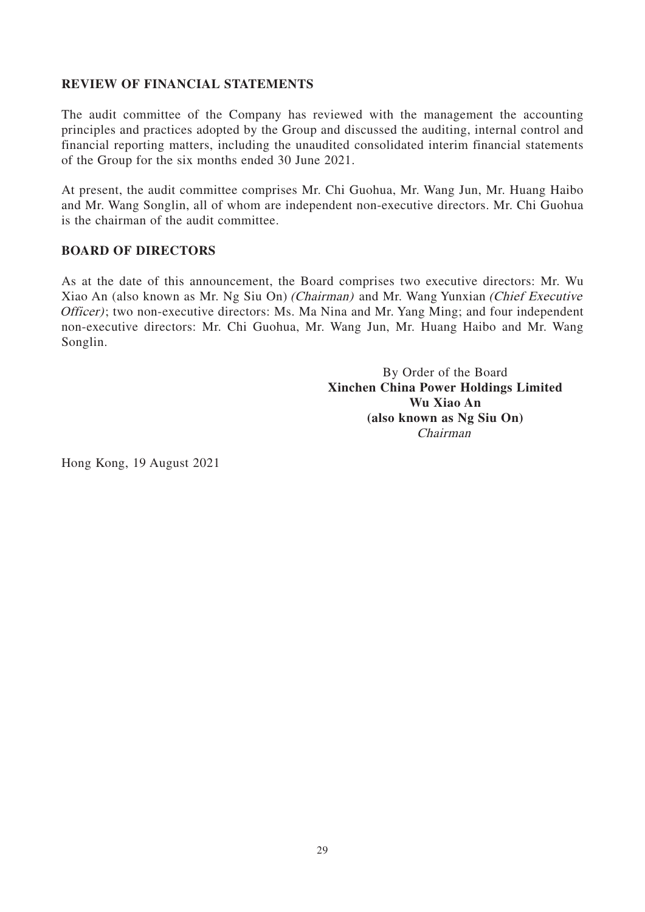## REVIEW OF FINANCIAL STATEMENTS

The audit committee of the Company has reviewed with the management the accounting principles and practices adopted by the Group and discussed the auditing, internal control and financial reporting matters, including the unaudited consolidated interim financial statements of the Group for the six months ended 30 June 2021.

At present, the audit committee comprises Mr. Chi Guohua, Mr. Wang Jun, Mr. Huang Haibo and Mr. Wang Songlin, all of whom are independent non-executive directors. Mr. Chi Guohua is the chairman of the audit committee.

## BOARD OF DIRECTORS

As at the date of this announcement, the Board comprises two executive directors: Mr. Wu Xiao An (also known as Mr. Ng Siu On) *(Chairman)* and Mr. Wang Yunxian *(Chief Executive Officer)*; two non-executive directors: Ms. Ma Nina and Mr. Yang Ming; and four independent non-executive directors: Mr. Chi Guohua, Mr. Wang Jun, Mr. Huang Haibo and Mr. Wang Songlin.

By Order of the Board
**Xinchen China Power Holdings Limited**
**Wu Xiao An**
**(also known as Ng Siu On)**
*Chairman*

Hong Kong, 19 August 2021